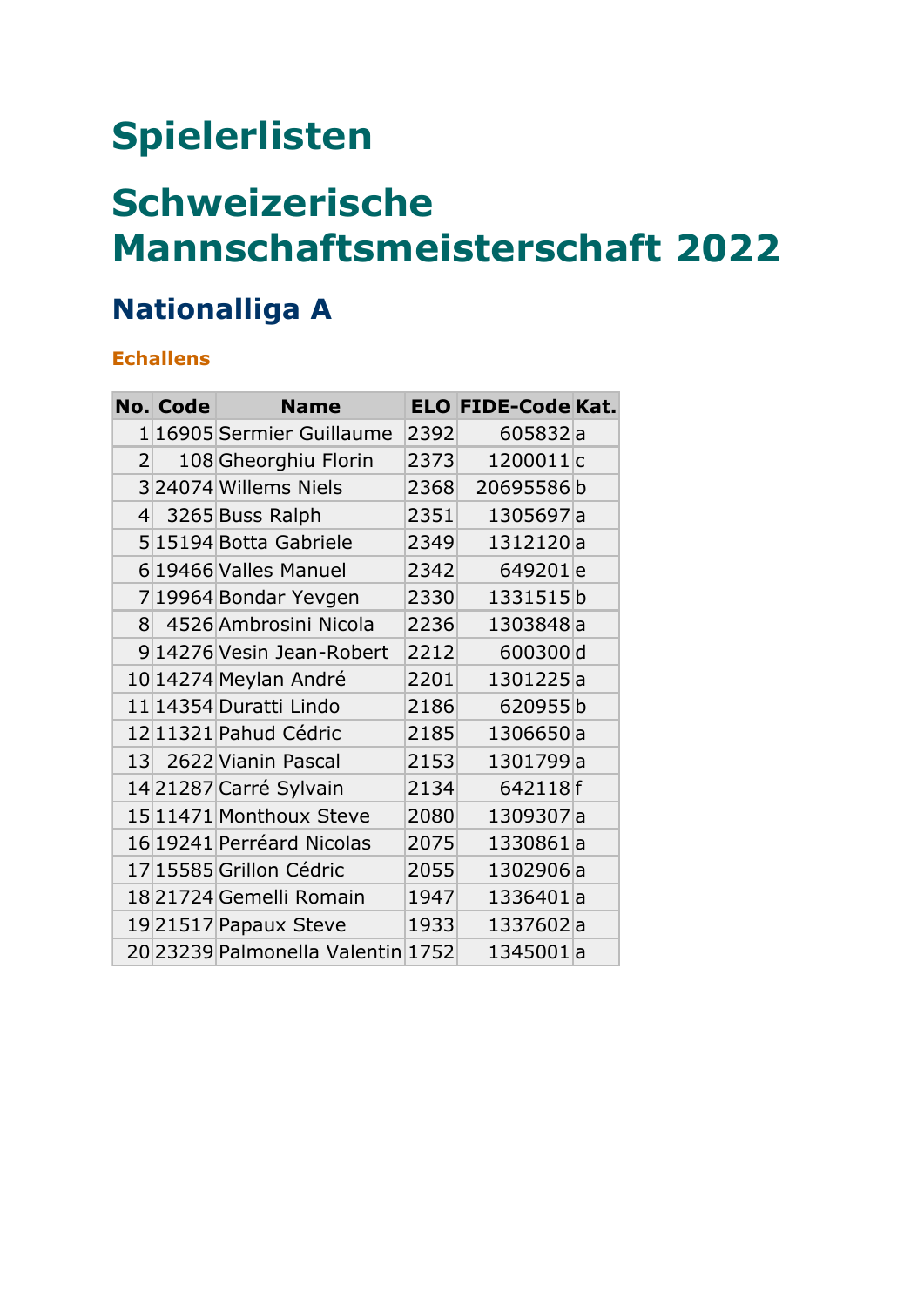# Spielerlisten

# Schweizerische Mannschaftsmeisterschaft 2022

## Nationalliga A

### Echallens

| No. | Code | Name | ELO | FIDE-Code | Kat. |
|---|---|---|---|---|---|
| 1 | 16905 | Sermier Guillaume | 2392 | 605832 | a |
| 2 | 108 | Gheorghiu Florin | 2373 | 1200011 | c |
| 3 | 24074 | Willems Niels | 2368 | 20695586 | b |
| 4 | 3265 | Buss Ralph | 2351 | 1305697 | a |
| 5 | 15194 | Botta Gabriele | 2349 | 1312120 | a |
| 6 | 19466 | Valles Manuel | 2342 | 649201 | e |
| 7 | 19964 | Bondar Yevgen | 2330 | 1331515 | b |
| 8 | 4526 | Ambrosini Nicola | 2236 | 1303848 | a |
| 9 | 14276 | Vesin Jean-Robert | 2212 | 600300 | d |
| 10 | 14274 | Meylan André | 2201 | 1301225 | a |
| 11 | 14354 | Duratti Lindo | 2186 | 620955 | b |
| 12 | 11321 | Pahud Cédric | 2185 | 1306650 | a |
| 13 | 2622 | Vianin Pascal | 2153 | 1301799 | a |
| 14 | 21287 | Carré Sylvain | 2134 | 642118 | f |
| 15 | 11471 | Monthoux Steve | 2080 | 1309307 | a |
| 16 | 19241 | Perréard Nicolas | 2075 | 1330861 | a |
| 17 | 15585 | Grillon Cédric | 2055 | 1302906 | a |
| 18 | 21724 | Gemelli Romain | 1947 | 1336401 | a |
| 19 | 21517 | Papaux Steve | 1933 | 1337602 | a |
| 20 | 23239 | Palmonella Valentin | 1752 | 1345001 | a |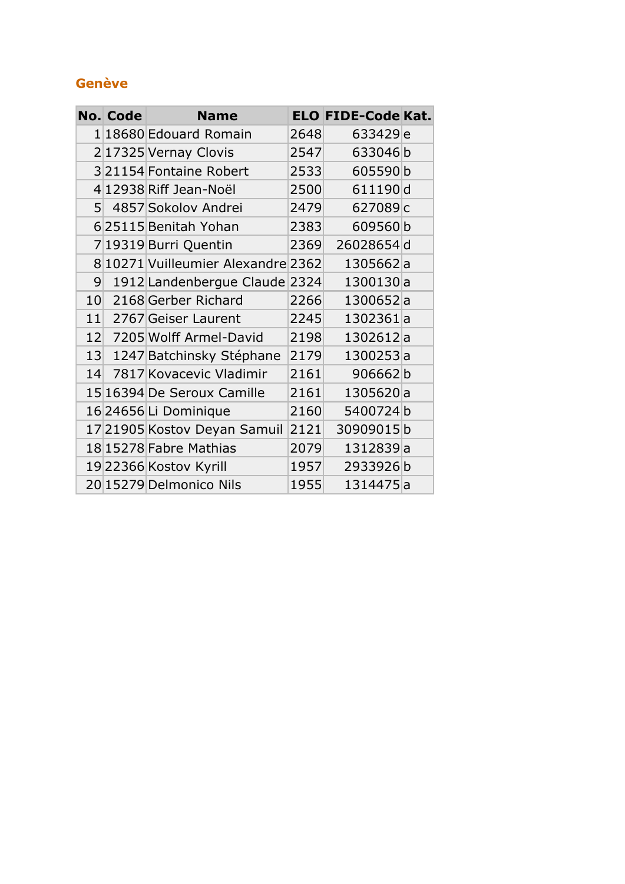## Genève

| No. | Code | Name | ELO | FIDE-Code | Kat. |
|---|---|---|---|---|---|
| 1 | 18680 | Edouard Romain | 2648 | 633429 | e |
| 2 | 17325 | Vernay Clovis | 2547 | 633046 | b |
| 3 | 21154 | Fontaine Robert | 2533 | 605590 | b |
| 4 | 12938 | Riff Jean-Noël | 2500 | 611190 | d |
| 5 | 4857 | Sokolov Andrei | 2479 | 627089 | c |
| 6 | 25115 | Benitah Yohan | 2383 | 609560 | b |
| 7 | 19319 | Burri Quentin | 2369 | 26028654 | d |
| 8 | 10271 | Vuilleumier Alexandre | 2362 | 1305662 | a |
| 9 | 1912 | Landenbergue Claude | 2324 | 1300130 | a |
| 10 | 2168 | Gerber Richard | 2266 | 1300652 | a |
| 11 | 2767 | Geiser Laurent | 2245 | 1302361 | a |
| 12 | 7205 | Wolff Armel-David | 2198 | 1302612 | a |
| 13 | 1247 | Batchinsky Stéphane | 2179 | 1300253 | a |
| 14 | 7817 | Kovacevic Vladimir | 2161 | 906662 | b |
| 15 | 16394 | De Seroux Camille | 2161 | 1305620 | a |
| 16 | 24656 | Li Dominique | 2160 | 5400724 | b |
| 17 | 21905 | Kostov Deyan Samuil | 2121 | 30909015 | b |
| 18 | 15278 | Fabre Mathias | 2079 | 1312839 | a |
| 19 | 22366 | Kostov Kyrill | 1957 | 2933926 | b |
| 20 | 15279 | Delmonico Nils | 1955 | 1314475 | a |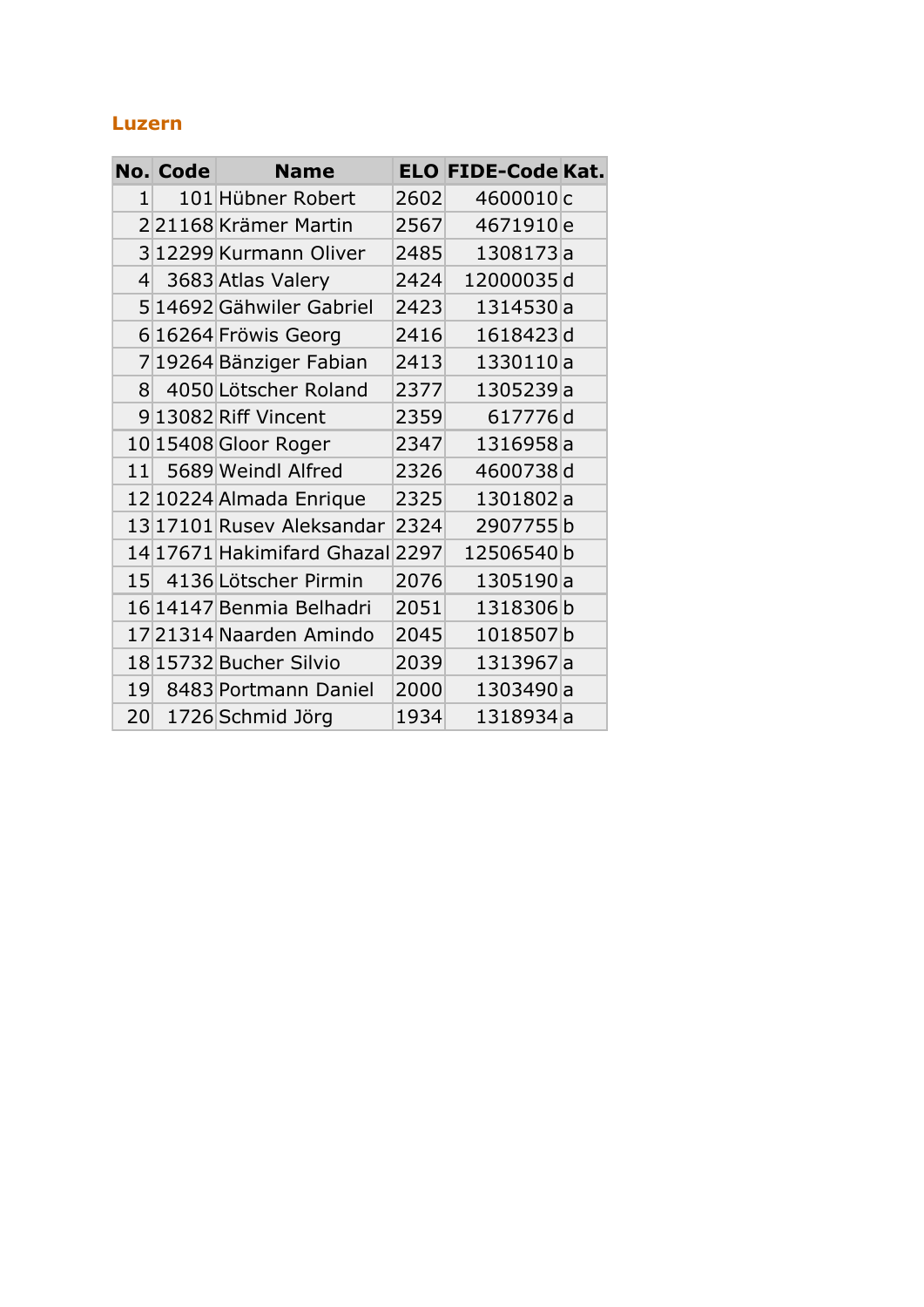## Luzern

| No. | Code | Name | ELO | FIDE-Code | Kat. |
|---|---|---|---|---|---|
| 1 | 101 | Hübner Robert | 2602 | 4600010 | c |
| 2 | 21168 | Krämer Martin | 2567 | 4671910 | e |
| 3 | 12299 | Kurmann Oliver | 2485 | 1308173 | a |
| 4 | 3683 | Atlas Valery | 2424 | 12000035 | d |
| 5 | 14692 | Gähwiler Gabriel | 2423 | 1314530 | a |
| 6 | 16264 | Fröwis Georg | 2416 | 1618423 | d |
| 7 | 19264 | Bänziger Fabian | 2413 | 1330110 | a |
| 8 | 4050 | Lötscher Roland | 2377 | 1305239 | a |
| 9 | 13082 | Riff Vincent | 2359 | 617776 | d |
| 10 | 15408 | Gloor Roger | 2347 | 1316958 | a |
| 11 | 5689 | Weindl Alfred | 2326 | 4600738 | d |
| 12 | 10224 | Almada Enrique | 2325 | 1301802 | a |
| 13 | 17101 | Rusev Aleksandar | 2324 | 2907755 | b |
| 14 | 17671 | Hakimifard Ghazal | 2297 | 12506540 | b |
| 15 | 4136 | Lötscher Pirmin | 2076 | 1305190 | a |
| 16 | 14147 | Benmia Belhadri | 2051 | 1318306 | b |
| 17 | 21314 | Naarden Amindo | 2045 | 1018507 | b |
| 18 | 15732 | Bucher Silvio | 2039 | 1313967 | a |
| 19 | 8483 | Portmann Daniel | 2000 | 1303490 | a |
| 20 | 1726 | Schmid Jörg | 1934 | 1318934 | a |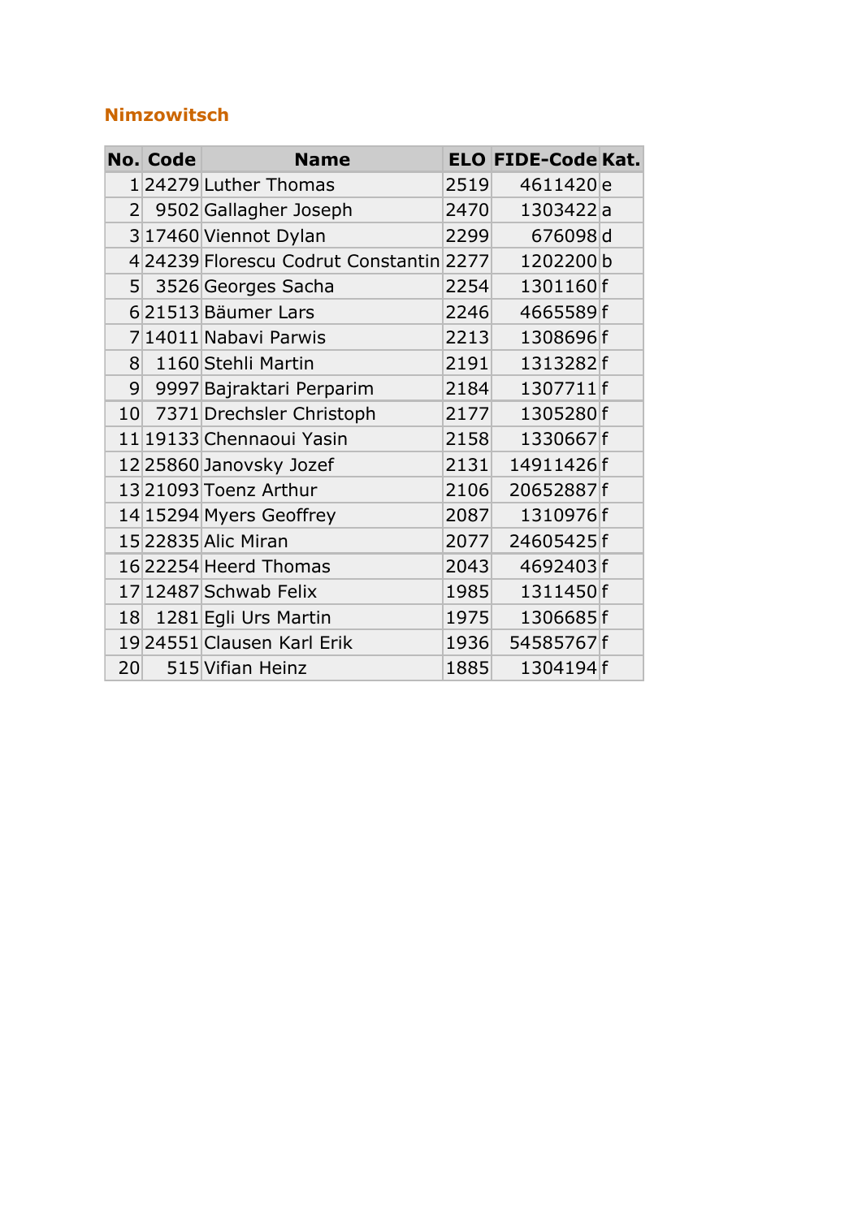## Nimzowitsch

| No. | Code | Name | ELO | FIDE-Code | Kat. |
|---|---|---|---|---|---|
| 1 | 24279 | Luther Thomas | 2519 | 4611420 | e |
| 2 | 9502 | Gallagher Joseph | 2470 | 1303422 | a |
| 3 | 17460 | Viennot Dylan | 2299 | 676098 | d |
| 4 | 24239 | Florescu Codrut Constantin | 2277 | 1202200 | b |
| 5 | 3526 | Georges Sacha | 2254 | 1301160 | f |
| 6 | 21513 | Bäumer Lars | 2246 | 4665589 | f |
| 7 | 14011 | Nabavi Parwis | 2213 | 1308696 | f |
| 8 | 1160 | Stehli Martin | 2191 | 1313282 | f |
| 9 | 9997 | Bajraktari Perparim | 2184 | 1307711 | f |
| 10 | 7371 | Drechsler Christoph | 2177 | 1305280 | f |
| 11 | 19133 | Chennaoui Yasin | 2158 | 1330667 | f |
| 12 | 25860 | Janovsky Jozef | 2131 | 14911426 | f |
| 13 | 21093 | Toenz Arthur | 2106 | 20652887 | f |
| 14 | 15294 | Myers Geoffrey | 2087 | 1310976 | f |
| 15 | 22835 | Alic Miran | 2077 | 24605425 | f |
| 16 | 22254 | Heerd Thomas | 2043 | 4692403 | f |
| 17 | 12487 | Schwab Felix | 1985 | 1311450 | f |
| 18 | 1281 | Egli Urs Martin | 1975 | 1306685 | f |
| 19 | 24551 | Clausen Karl Erik | 1936 | 54585767 | f |
| 20 | 515 | Vifian Heinz | 1885 | 1304194 | f |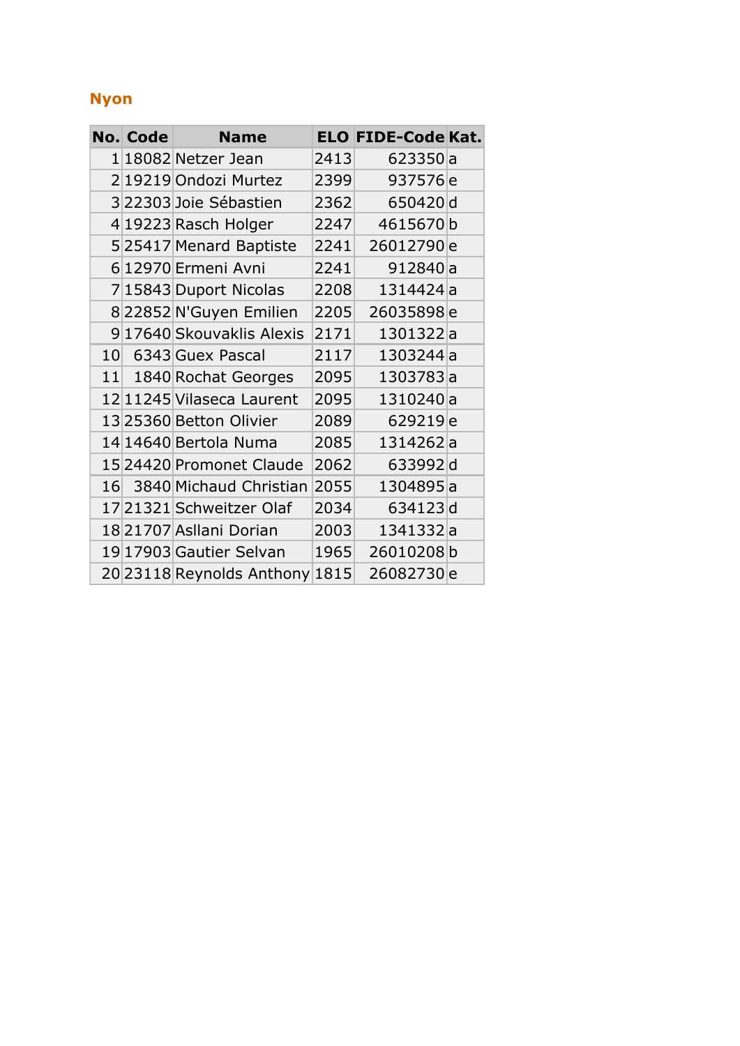## Nyon

| No. | Code | Name | ELO | FIDE-Code | Kat. |
|---|---|---|---|---|---|
| 1 | 18082 | Netzer Jean | 2413 | 623350 | a |
| 2 | 19219 | Ondozi Murtez | 2399 | 937576 | e |
| 3 | 22303 | Joie Sébastien | 2362 | 650420 | d |
| 4 | 19223 | Rasch Holger | 2247 | 4615670 | b |
| 5 | 25417 | Menard Baptiste | 2241 | 26012790 | e |
| 6 | 12970 | Ermeni Avni | 2241 | 912840 | a |
| 7 | 15843 | Duport Nicolas | 2208 | 1314424 | a |
| 8 | 22852 | N'Guyen Emilien | 2205 | 26035898 | e |
| 9 | 17640 | Skouvaklis Alexis | 2171 | 1301322 | a |
| 10 | 6343 | Guex Pascal | 2117 | 1303244 | a |
| 11 | 1840 | Rochat Georges | 2095 | 1303783 | a |
| 12 | 11245 | Vilaseca Laurent | 2095 | 1310240 | a |
| 13 | 25360 | Betton Olivier | 2089 | 629219 | e |
| 14 | 14640 | Bertola Numa | 2085 | 1314262 | a |
| 15 | 24420 | Promonet Claude | 2062 | 633992 | d |
| 16 | 3840 | Michaud Christian | 2055 | 1304895 | a |
| 17 | 21321 | Schweitzer Olaf | 2034 | 634123 | d |
| 18 | 21707 | Asllani Dorian | 2003 | 1341332 | a |
| 19 | 17903 | Gautier Selvan | 1965 | 26010208 | b |
| 20 | 23118 | Reynolds Anthony | 1815 | 26082730 | e |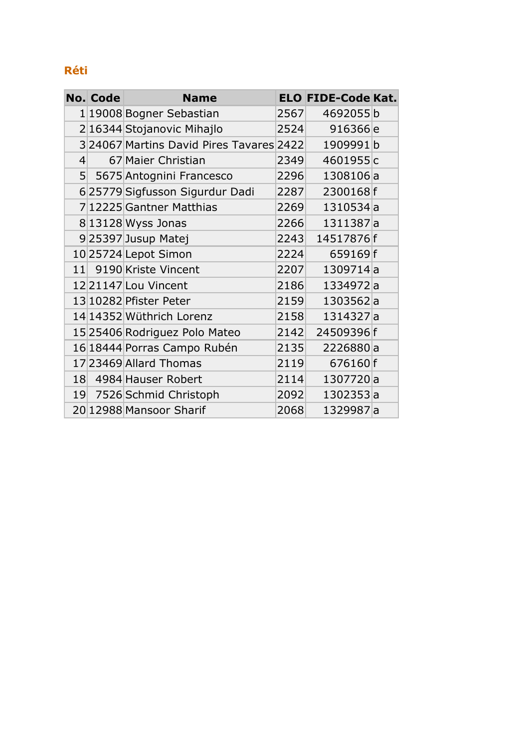## Réti

| No. | Code | Name | ELO | FIDE-Code | Kat. |
|---|---|---|---|---|---|
| 1 | 19008 | Bogner Sebastian | 2567 | 4692055 | b |
| 2 | 16344 | Stojanovic Mihajlo | 2524 | 916366 | e |
| 3 | 24067 | Martins David Pires Tavares | 2422 | 1909991 | b |
| 4 | 67 | Maier Christian | 2349 | 4601955 | c |
| 5 | 5675 | Antognini Francesco | 2296 | 1308106 | a |
| 6 | 25779 | Sigfusson Sigurdur Dadi | 2287 | 2300168 | f |
| 7 | 12225 | Gantner Matthias | 2269 | 1310534 | a |
| 8 | 13128 | Wyss Jonas | 2266 | 1311387 | a |
| 9 | 25397 | Jusup Matej | 2243 | 14517876 | f |
| 10 | 25724 | Lepot Simon | 2224 | 659169 | f |
| 11 | 9190 | Kriste Vincent | 2207 | 1309714 | a |
| 12 | 21147 | Lou Vincent | 2186 | 1334972 | a |
| 13 | 10282 | Pfister Peter | 2159 | 1303562 | a |
| 14 | 14352 | Wüthrich Lorenz | 2158 | 1314327 | a |
| 15 | 25406 | Rodriguez Polo Mateo | 2142 | 24509396 | f |
| 16 | 18444 | Porras Campo Rubén | 2135 | 2226880 | a |
| 17 | 23469 | Allard Thomas | 2119 | 676160 | f |
| 18 | 4984 | Hauser Robert | 2114 | 1307720 | a |
| 19 | 7526 | Schmid Christoph | 2092 | 1302353 | a |
| 20 | 12988 | Mansoor Sharif | 2068 | 1329987 | a |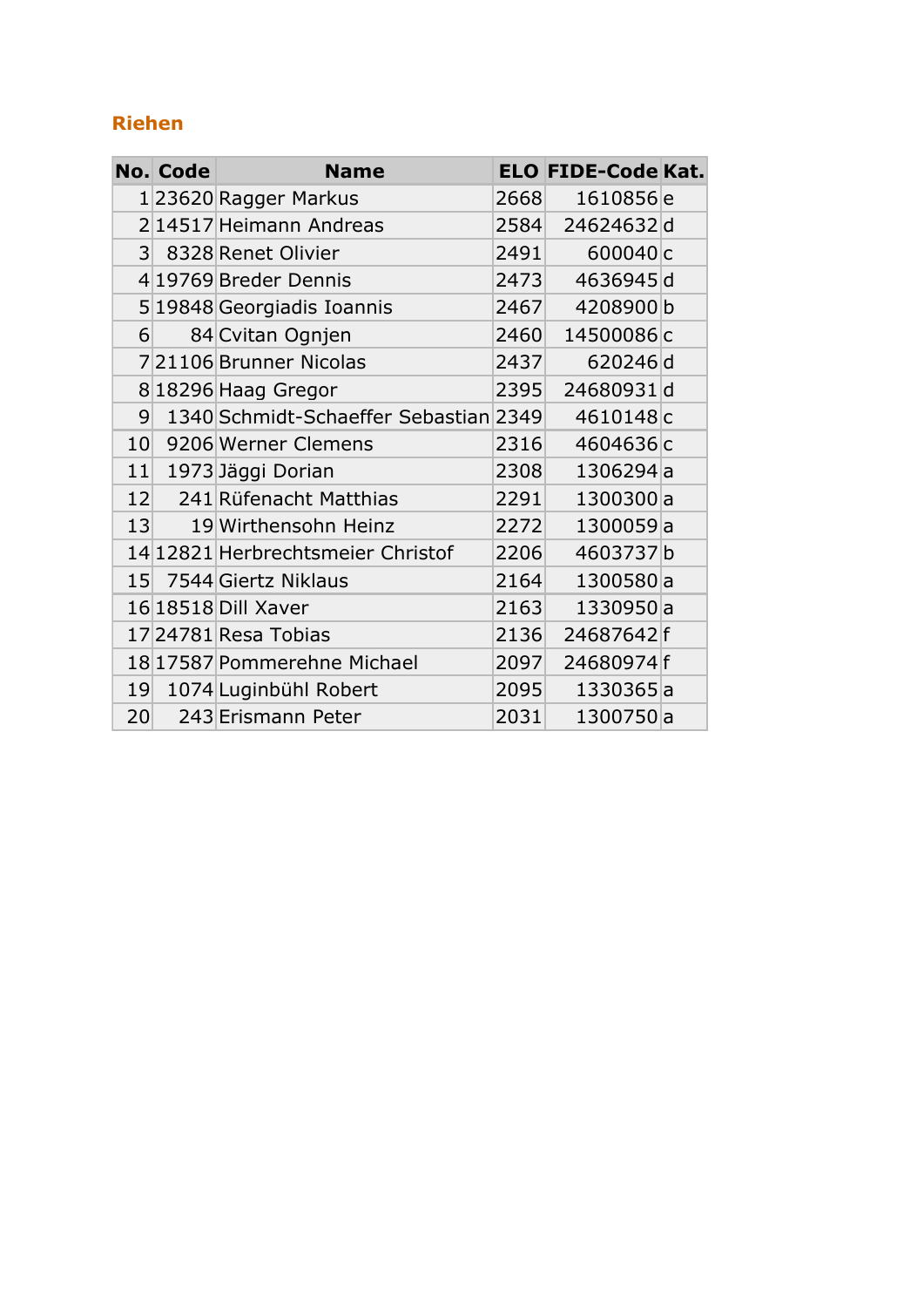## Riehen

| No. | Code | Name | ELO | FIDE-Code | Kat. |
|---|---|---|---|---|---|
| 1 | 23620 | Ragger Markus | 2668 | 1610856 | e |
| 2 | 14517 | Heimann Andreas | 2584 | 24624632 | d |
| 3 | 8328 | Renet Olivier | 2491 | 600040 | c |
| 4 | 19769 | Breder Dennis | 2473 | 4636945 | d |
| 5 | 19848 | Georgiadis Ioannis | 2467 | 4208900 | b |
| 6 | 84 | Cvitan Ognjen | 2460 | 14500086 | c |
| 7 | 21106 | Brunner Nicolas | 2437 | 620246 | d |
| 8 | 18296 | Haag Gregor | 2395 | 24680931 | d |
| 9 | 1340 | Schmidt-Schaeffer Sebastian | 2349 | 4610148 | c |
| 10 | 9206 | Werner Clemens | 2316 | 4604636 | c |
| 11 | 1973 | Jäggi Dorian | 2308 | 1306294 | a |
| 12 | 241 | Rüfenacht Matthias | 2291 | 1300300 | a |
| 13 | 19 | Wirthensohn Heinz | 2272 | 1300059 | a |
| 14 | 12821 | Herbrechtsmeier Christof | 2206 | 4603737 | b |
| 15 | 7544 | Giertz Niklaus | 2164 | 1300580 | a |
| 16 | 18518 | Dill Xaver | 2163 | 1330950 | a |
| 17 | 24781 | Resa Tobias | 2136 | 24687642 | f |
| 18 | 17587 | Pommerehne Michael | 2097 | 24680974 | f |
| 19 | 1074 | Luginbühl Robert | 2095 | 1330365 | a |
| 20 | 243 | Erismann Peter | 2031 | 1300750 | a |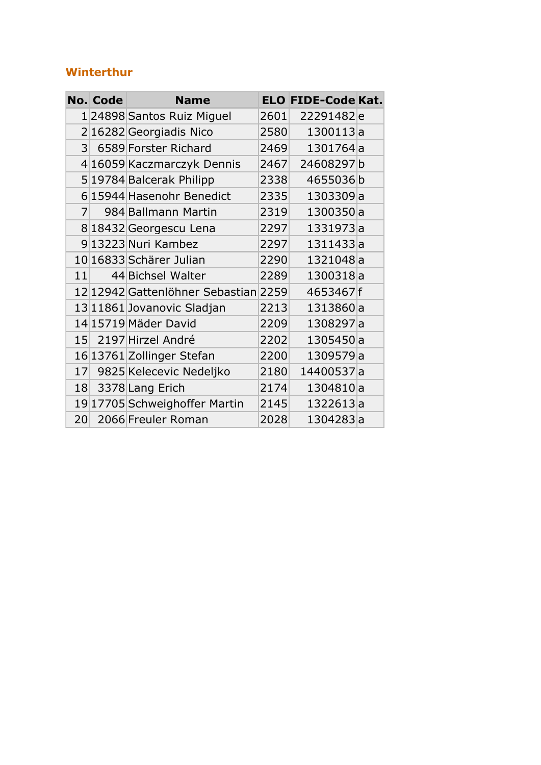## Winterthur

| No. | Code | Name | ELO | FIDE-Code | Kat. |
|---|---|---|---|---|---|
| 1 | 24898 | Santos Ruiz Miguel | 2601 | 22291482 | e |
| 2 | 16282 | Georgiadis Nico | 2580 | 1300113 | a |
| 3 | 6589 | Forster Richard | 2469 | 1301764 | a |
| 4 | 16059 | Kaczmarczyk Dennis | 2467 | 24608297 | b |
| 5 | 19784 | Balcerak Philipp | 2338 | 4655036 | b |
| 6 | 15944 | Hasenohr Benedict | 2335 | 1303309 | a |
| 7 | 984 | Ballmann Martin | 2319 | 1300350 | a |
| 8 | 18432 | Georgescu Lena | 2297 | 1331973 | a |
| 9 | 13223 | Nuri Kambez | 2297 | 1311433 | a |
| 10 | 16833 | Schärer Julian | 2290 | 1321048 | a |
| 11 | 44 | Bichsel Walter | 2289 | 1300318 | a |
| 12 | 12942 | Gattenlöhner Sebastian | 2259 | 4653467 | f |
| 13 | 11861 | Jovanovic Sladjan | 2213 | 1313860 | a |
| 14 | 15719 | Mäder David | 2209 | 1308297 | a |
| 15 | 2197 | Hirzel André | 2202 | 1305450 | a |
| 16 | 13761 | Zollinger Stefan | 2200 | 1309579 | a |
| 17 | 9825 | Kelecevic Nedeljko | 2180 | 14400537 | a |
| 18 | 3378 | Lang Erich | 2174 | 1304810 | a |
| 19 | 17705 | Schweighoffer Martin | 2145 | 1322613 | a |
| 20 | 2066 | Freuler Roman | 2028 | 1304283 | a |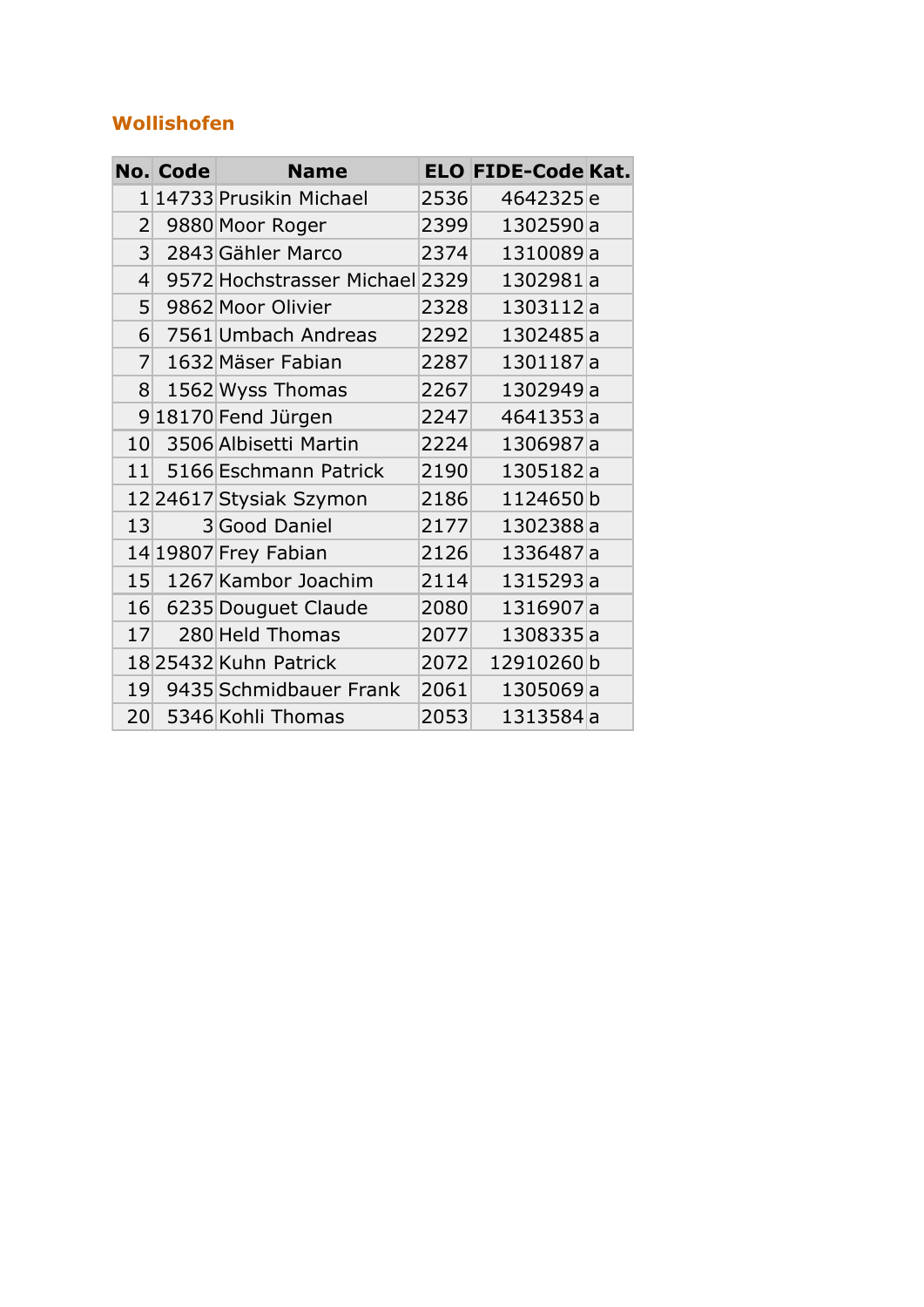## Wollishofen

| No. | Code | Name | ELO | FIDE-Code | Kat. |
|---|---|---|---|---|---|
| 1 | 14733 | Prusikin Michael | 2536 | 4642325 | e |
| 2 | 9880 | Moor Roger | 2399 | 1302590 | a |
| 3 | 2843 | Gähler Marco | 2374 | 1310089 | a |
| 4 | 9572 | Hochstrasser Michael | 2329 | 1302981 | a |
| 5 | 9862 | Moor Olivier | 2328 | 1303112 | a |
| 6 | 7561 | Umbach Andreas | 2292 | 1302485 | a |
| 7 | 1632 | Mäser Fabian | 2287 | 1301187 | a |
| 8 | 1562 | Wyss Thomas | 2267 | 1302949 | a |
| 9 | 18170 | Fend Jürgen | 2247 | 4641353 | a |
| 10 | 3506 | Albisetti Martin | 2224 | 1306987 | a |
| 11 | 5166 | Eschmann Patrick | 2190 | 1305182 | a |
| 12 | 24617 | Stysiak Szymon | 2186 | 1124650 | b |
| 13 | 3 | Good Daniel | 2177 | 1302388 | a |
| 14 | 19807 | Frey Fabian | 2126 | 1336487 | a |
| 15 | 1267 | Kambor Joachim | 2114 | 1315293 | a |
| 16 | 6235 | Douguet Claude | 2080 | 1316907 | a |
| 17 | 280 | Held Thomas | 2077 | 1308335 | a |
| 18 | 25432 | Kuhn Patrick | 2072 | 12910260 | b |
| 19 | 9435 | Schmidbauer Frank | 2061 | 1305069 | a |
| 20 | 5346 | Kohli Thomas | 2053 | 1313584 | a |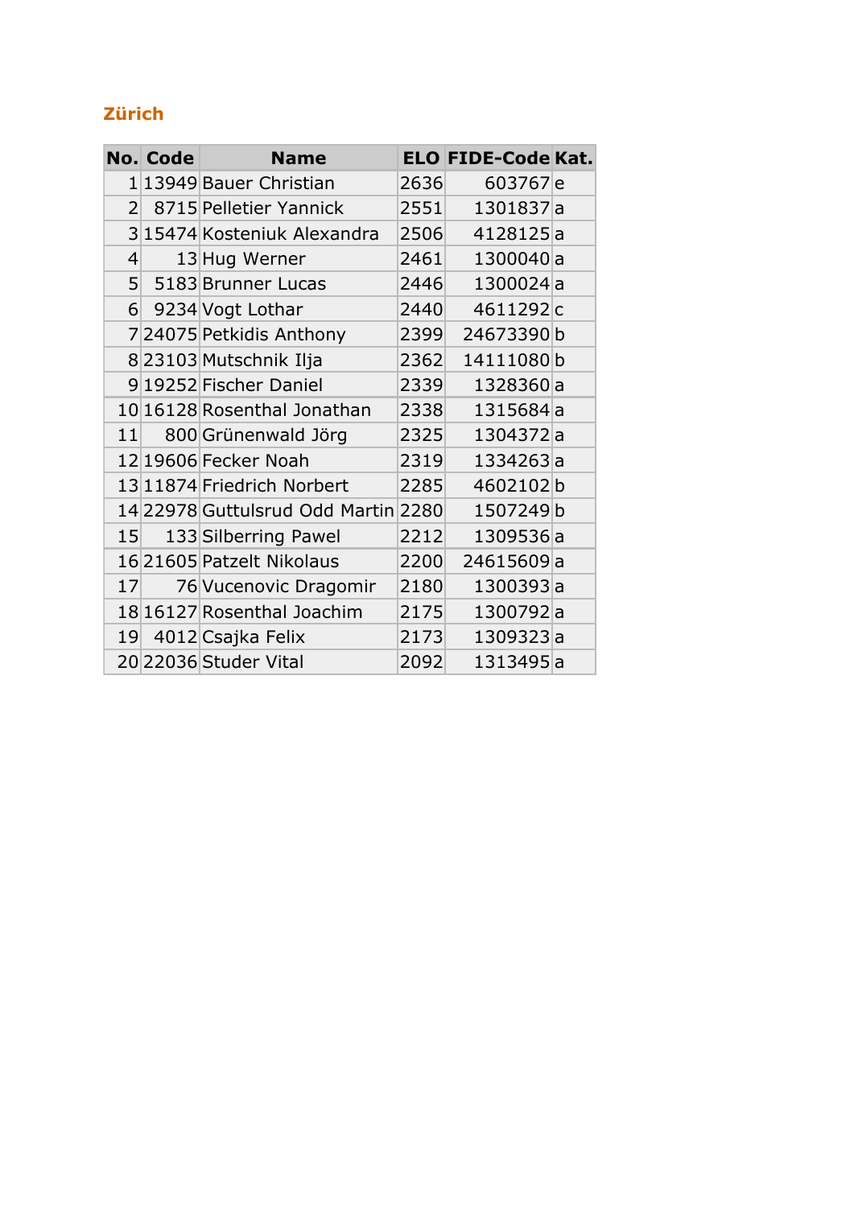## Zürich

| No. | Code | Name | ELO | FIDE-Code | Kat. |
|---|---|---|---|---|---|
| 1 | 13949 | Bauer Christian | 2636 | 603767 | e |
| 2 | 8715 | Pelletier Yannick | 2551 | 1301837 | a |
| 3 | 15474 | Kosteniuk Alexandra | 2506 | 4128125 | a |
| 4 | 13 | Hug Werner | 2461 | 1300040 | a |
| 5 | 5183 | Brunner Lucas | 2446 | 1300024 | a |
| 6 | 9234 | Vogt Lothar | 2440 | 4611292 | c |
| 7 | 24075 | Petkidis Anthony | 2399 | 24673390 | b |
| 8 | 23103 | Mutschnik Ilja | 2362 | 14111080 | b |
| 9 | 19252 | Fischer Daniel | 2339 | 1328360 | a |
| 10 | 16128 | Rosenthal Jonathan | 2338 | 1315684 | a |
| 11 | 800 | Grünenwald Jörg | 2325 | 1304372 | a |
| 12 | 19606 | Fecker Noah | 2319 | 1334263 | a |
| 13 | 11874 | Friedrich Norbert | 2285 | 4602102 | b |
| 14 | 22978 | Guttulsrud Odd Martin | 2280 | 1507249 | b |
| 15 | 133 | Silberring Pawel | 2212 | 1309536 | a |
| 16 | 21605 | Patzelt Nikolaus | 2200 | 24615609 | a |
| 17 | 76 | Vucenovic Dragomir | 2180 | 1300393 | a |
| 18 | 16127 | Rosenthal Joachim | 2175 | 1300792 | a |
| 19 | 4012 | Csajka Felix | 2173 | 1309323 | a |
| 20 | 22036 | Studer Vital | 2092 | 1313495 | a |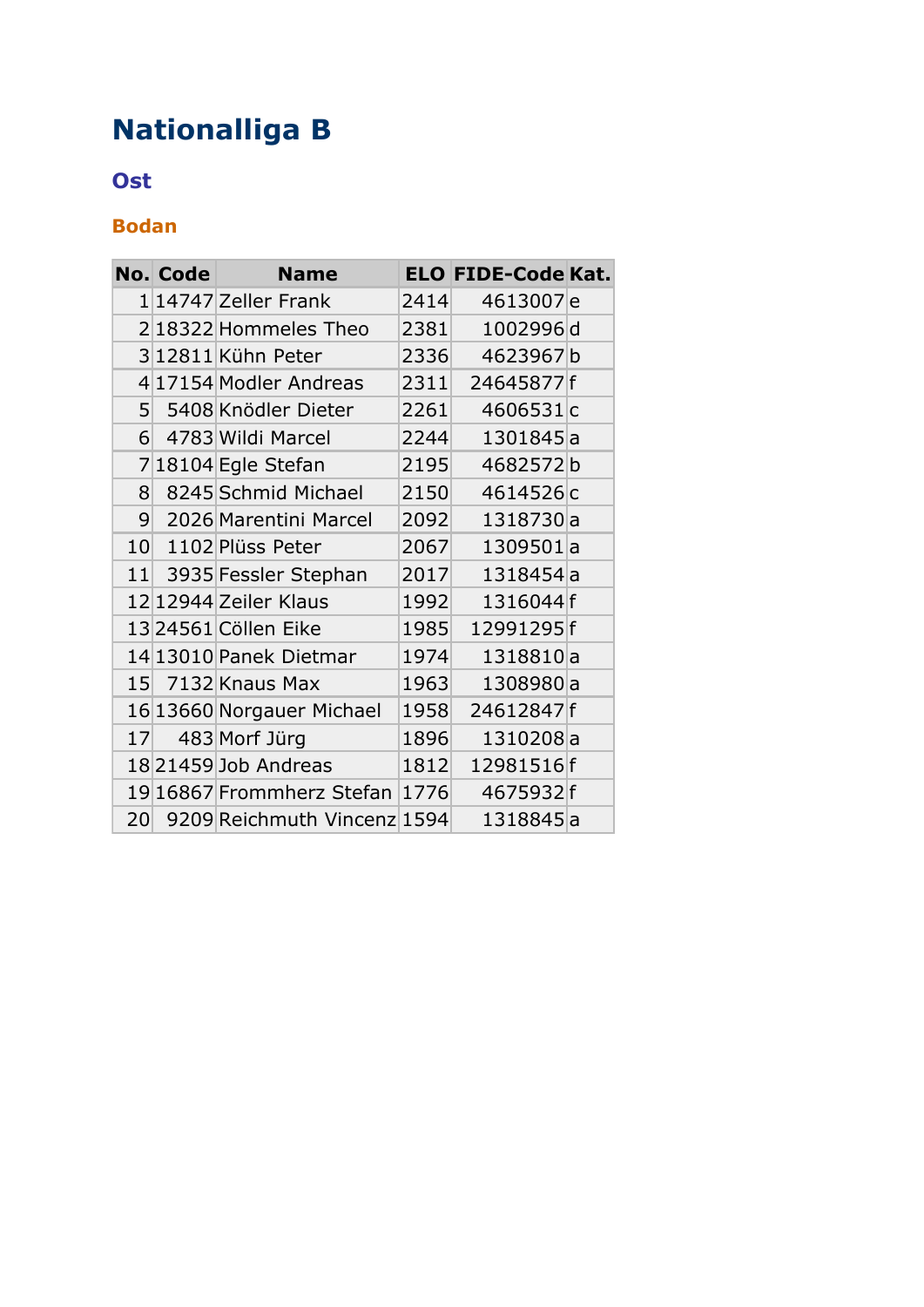# Nationalliga B

## Ost

### Bodan

| No. | Code | Name | ELO | FIDE-Code | Kat. |
|---|---|---|---|---|---|
| 1 | 14747 | Zeller Frank | 2414 | 4613007 | e |
| 2 | 18322 | Hommeles Theo | 2381 | 1002996 | d |
| 3 | 12811 | Kühn Peter | 2336 | 4623967 | b |
| 4 | 17154 | Modler Andreas | 2311 | 24645877 | f |
| 5 | 5408 | Knödler Dieter | 2261 | 4606531 | c |
| 6 | 4783 | Wildi Marcel | 2244 | 1301845 | a |
| 7 | 18104 | Egle Stefan | 2195 | 4682572 | b |
| 8 | 8245 | Schmid Michael | 2150 | 4614526 | c |
| 9 | 2026 | Marentini Marcel | 2092 | 1318730 | a |
| 10 | 1102 | Plüss Peter | 2067 | 1309501 | a |
| 11 | 3935 | Fessler Stephan | 2017 | 1318454 | a |
| 12 | 12944 | Zeiler Klaus | 1992 | 1316044 | f |
| 13 | 24561 | Cöllen Eike | 1985 | 12991295 | f |
| 14 | 13010 | Panek Dietmar | 1974 | 1318810 | a |
| 15 | 7132 | Knaus Max | 1963 | 1308980 | a |
| 16 | 13660 | Norgauer Michael | 1958 | 24612847 | f |
| 17 | 483 | Morf Jürg | 1896 | 1310208 | a |
| 18 | 21459 | Job Andreas | 1812 | 12981516 | f |
| 19 | 16867 | Frommherz Stefan | 1776 | 4675932 | f |
| 20 | 9209 | Reichmuth Vincenz | 1594 | 1318845 | a |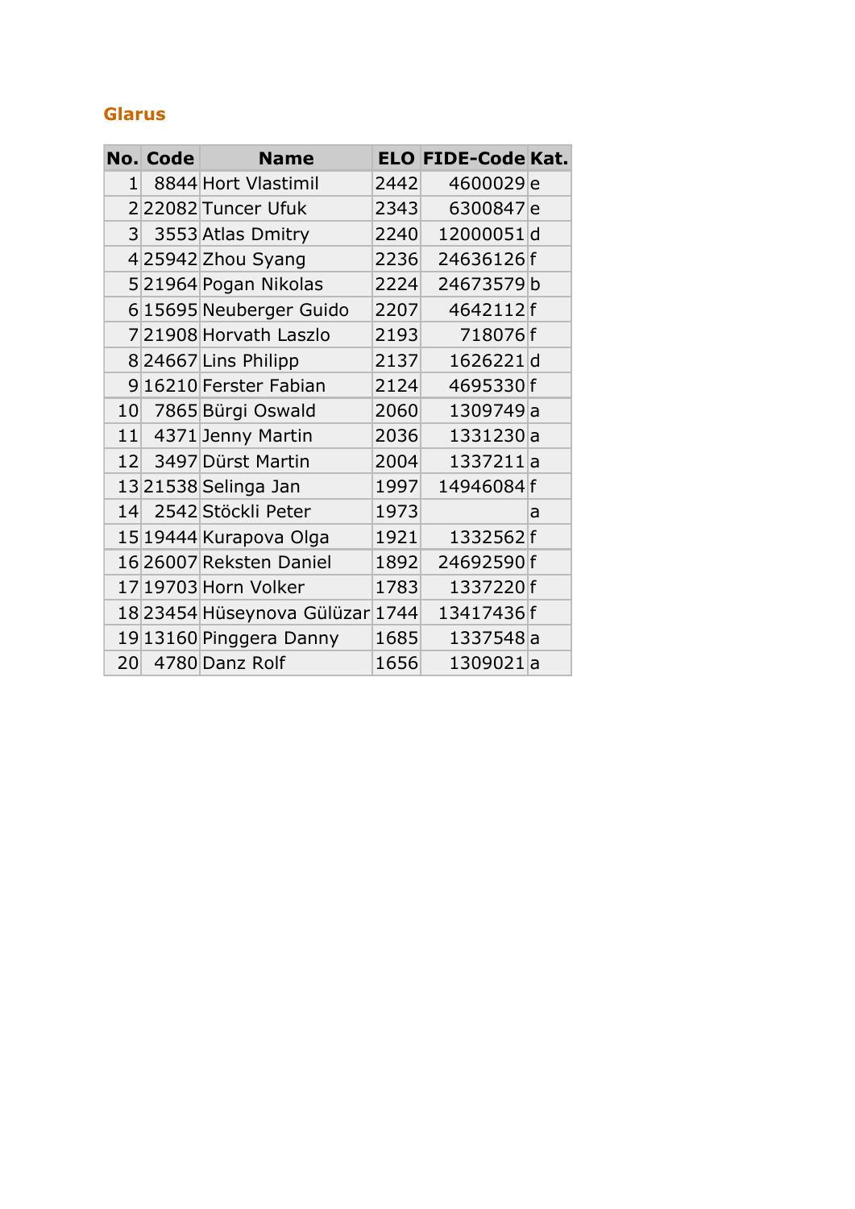## Glarus

| No. | Code | Name | ELO | FIDE-Code | Kat. |
|---|---|---|---|---|---|
| 1 | 8844 | Hort Vlastimil | 2442 | 4600029 | e |
| 2 | 22082 | Tuncer Ufuk | 2343 | 6300847 | e |
| 3 | 3553 | Atlas Dmitry | 2240 | 12000051 | d |
| 4 | 25942 | Zhou Syang | 2236 | 24636126 | f |
| 5 | 21964 | Pogan Nikolas | 2224 | 24673579 | b |
| 6 | 15695 | Neuberger Guido | 2207 | 4642112 | f |
| 7 | 21908 | Horvath Laszlo | 2193 | 718076 | f |
| 8 | 24667 | Lins Philipp | 2137 | 1626221 | d |
| 9 | 16210 | Ferster Fabian | 2124 | 4695330 | f |
| 10 | 7865 | Bürgi Oswald | 2060 | 1309749 | a |
| 11 | 4371 | Jenny Martin | 2036 | 1331230 | a |
| 12 | 3497 | Dürst Martin | 2004 | 1337211 | a |
| 13 | 21538 | Selinga Jan | 1997 | 14946084 | f |
| 14 | 2542 | Stöckli Peter | 1973 | | a |
| 15 | 19444 | Kurapova Olga | 1921 | 1332562 | f |
| 16 | 26007 | Reksten Daniel | 1892 | 24692590 | f |
| 17 | 19703 | Horn Volker | 1783 | 1337220 | f |
| 18 | 23454 | Hüseynova Gülüzar | 1744 | 13417436 | f |
| 19 | 13160 | Pinggera Danny | 1685 | 1337548 | a |
| 20 | 4780 | Danz Rolf | 1656 | 1309021 | a |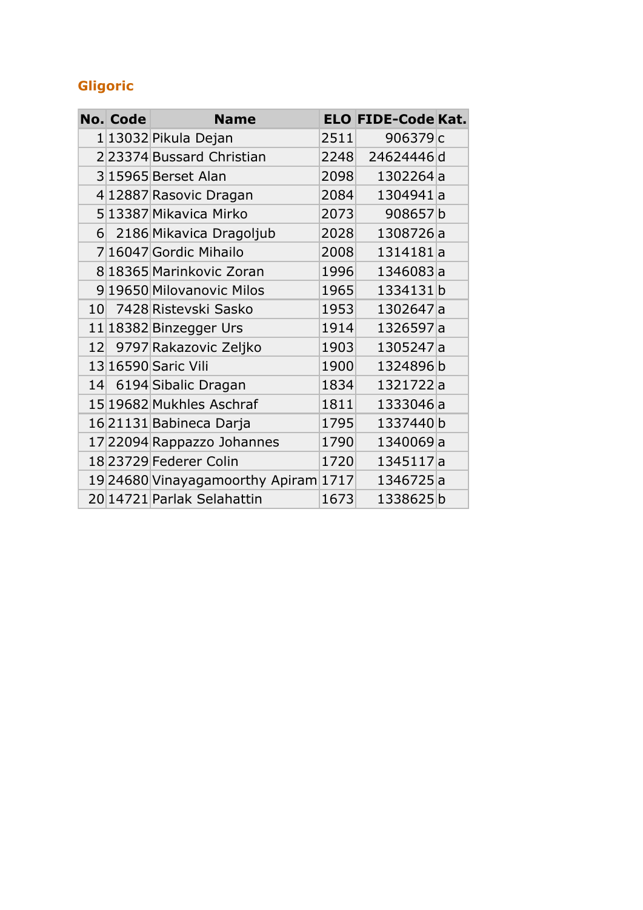## Gligoric

| No. | Code | Name | ELO | FIDE-Code | Kat. |
|---|---|---|---|---|---|
| 1 | 13032 | Pikula Dejan | 2511 | 906379 | c |
| 2 | 23374 | Bussard Christian | 2248 | 24624446 | d |
| 3 | 15965 | Berset Alan | 2098 | 1302264 | a |
| 4 | 12887 | Rasovic Dragan | 2084 | 1304941 | a |
| 5 | 13387 | Mikavica Mirko | 2073 | 908657 | b |
| 6 | 2186 | Mikavica Dragoljub | 2028 | 1308726 | a |
| 7 | 16047 | Gordic Mihailo | 2008 | 1314181 | a |
| 8 | 18365 | Marinkovic Zoran | 1996 | 1346083 | a |
| 9 | 19650 | Milovanovic Milos | 1965 | 1334131 | b |
| 10 | 7428 | Ristevski Sasko | 1953 | 1302647 | a |
| 11 | 18382 | Binzegger Urs | 1914 | 1326597 | a |
| 12 | 9797 | Rakazovic Zeljko | 1903 | 1305247 | a |
| 13 | 16590 | Saric Vili | 1900 | 1324896 | b |
| 14 | 6194 | Sibalic Dragan | 1834 | 1321722 | a |
| 15 | 19682 | Mukhles Aschraf | 1811 | 1333046 | a |
| 16 | 21131 | Babineca Darja | 1795 | 1337440 | b |
| 17 | 22094 | Rappazzo Johannes | 1790 | 1340069 | a |
| 18 | 23729 | Federer Colin | 1720 | 1345117 | a |
| 19 | 24680 | Vinayagamoorthy Apiram | 1717 | 1346725 | a |
| 20 | 14721 | Parlak Selahattin | 1673 | 1338625 | b |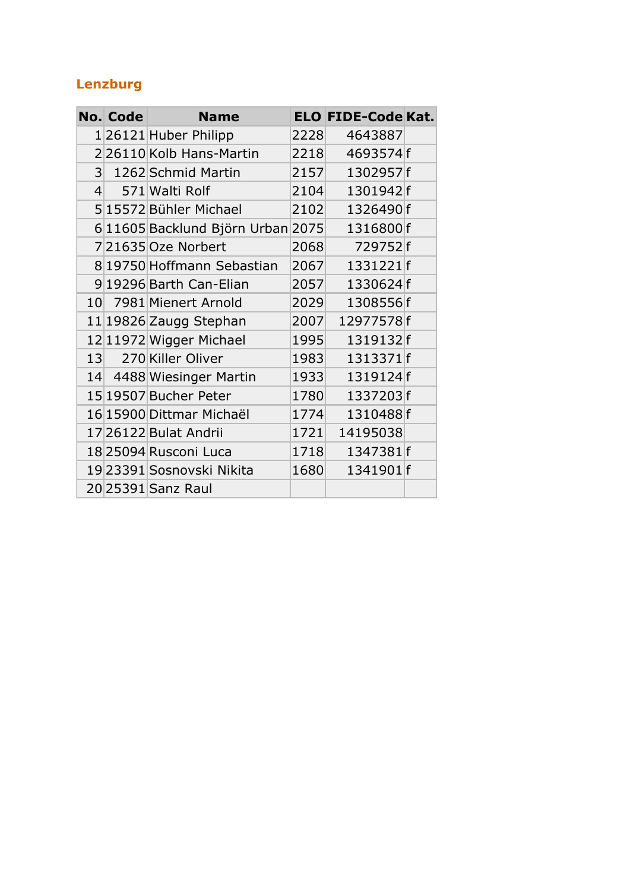## Lenzburg

| No. | Code | Name | ELO | FIDE-Code | Kat. |
|---|---|---|---|---|---|
| 1 | 26121 | Huber Philipp | 2228 | 4643887 | |
| 2 | 26110 | Kolb Hans-Martin | 2218 | 4693574 | f |
| 3 | 1262 | Schmid Martin | 2157 | 1302957 | f |
| 4 | 571 | Walti Rolf | 2104 | 1301942 | f |
| 5 | 15572 | Bühler Michael | 2102 | 1326490 | f |
| 6 | 11605 | Backlund Björn Urban | 2075 | 1316800 | f |
| 7 | 21635 | Oze Norbert | 2068 | 729752 | f |
| 8 | 19750 | Hoffmann Sebastian | 2067 | 1331221 | f |
| 9 | 19296 | Barth Can-Elian | 2057 | 1330624 | f |
| 10 | 7981 | Mienert Arnold | 2029 | 1308556 | f |
| 11 | 19826 | Zaugg Stephan | 2007 | 12977578 | f |
| 12 | 11972 | Wigger Michael | 1995 | 1319132 | f |
| 13 | 270 | Killer Oliver | 1983 | 1313371 | f |
| 14 | 4488 | Wiesinger Martin | 1933 | 1319124 | f |
| 15 | 19507 | Bucher Peter | 1780 | 1337203 | f |
| 16 | 15900 | Dittmar Michaël | 1774 | 1310488 | f |
| 17 | 26122 | Bulat Andrii | 1721 | 14195038 | |
| 18 | 25094 | Rusconi Luca | 1718 | 1347381 | f |
| 19 | 23391 | Sosnovski Nikita | 1680 | 1341901 | f |
| 20 | 25391 | Sanz Raul | | | |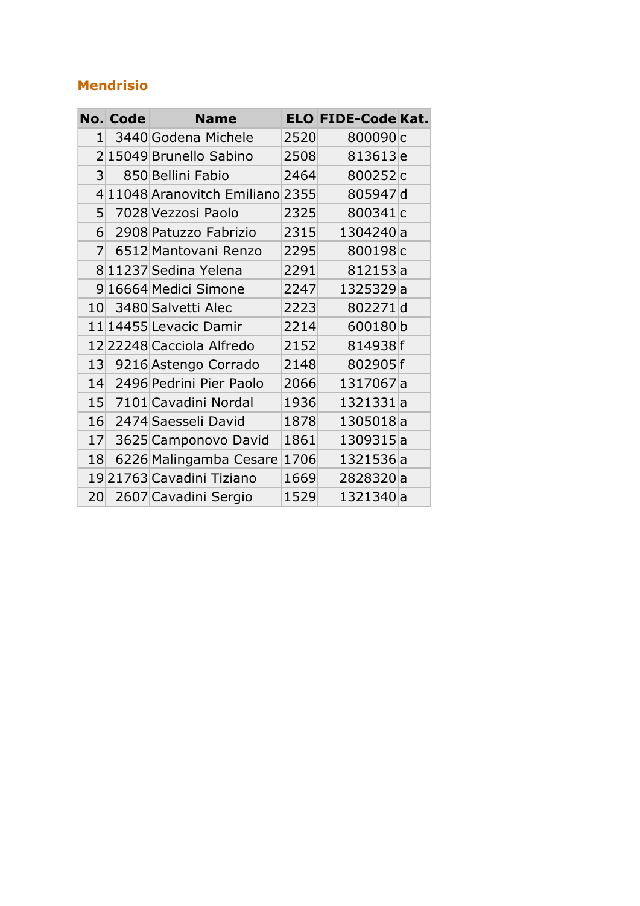## Mendrisio

| No. | Code | Name | ELO | FIDE-Code | Kat. |
|---|---|---|---|---|---|
| 1 | 3440 | Godena Michele | 2520 | 800090 | c |
| 2 | 15049 | Brunello Sabino | 2508 | 813613 | e |
| 3 | 850 | Bellini Fabio | 2464 | 800252 | c |
| 4 | 11048 | Aranovitch Emiliano | 2355 | 805947 | d |
| 5 | 7028 | Vezzosi Paolo | 2325 | 800341 | c |
| 6 | 2908 | Patuzzo Fabrizio | 2315 | 1304240 | a |
| 7 | 6512 | Mantovani Renzo | 2295 | 800198 | c |
| 8 | 11237 | Sedina Yelena | 2291 | 812153 | a |
| 9 | 16664 | Medici Simone | 2247 | 1325329 | a |
| 10 | 3480 | Salvetti Alec | 2223 | 802271 | d |
| 11 | 14455 | Levacic Damir | 2214 | 600180 | b |
| 12 | 22248 | Cacciola Alfredo | 2152 | 814938 | f |
| 13 | 9216 | Astengo Corrado | 2148 | 802905 | f |
| 14 | 2496 | Pedrini Pier Paolo | 2066 | 1317067 | a |
| 15 | 7101 | Cavadini Nordal | 1936 | 1321331 | a |
| 16 | 2474 | Saesseli David | 1878 | 1305018 | a |
| 17 | 3625 | Camponovo David | 1861 | 1309315 | a |
| 18 | 6226 | Malingamba Cesare | 1706 | 1321536 | a |
| 19 | 21763 | Cavadini Tiziano | 1669 | 2828320 | a |
| 20 | 2607 | Cavadini Sergio | 1529 | 1321340 | a |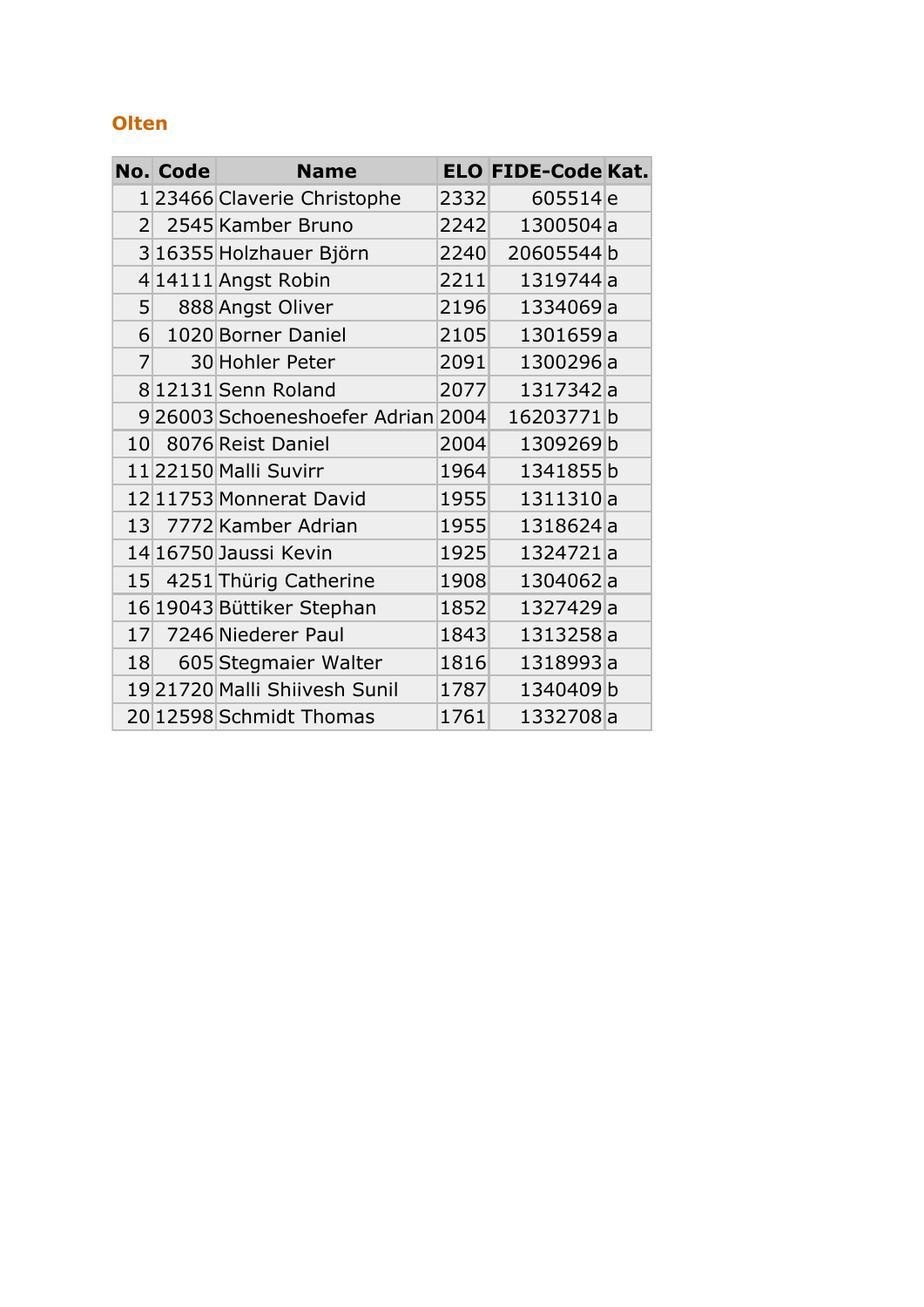## Olten

| No. | Code | Name | ELO | FIDE-Code | Kat. |
|---|---|---|---|---|---|
| 1 | 23466 | Claverie Christophe | 2332 | 605514 | e |
| 2 | 2545 | Kamber Bruno | 2242 | 1300504 | a |
| 3 | 16355 | Holzhauer Björn | 2240 | 20605544 | b |
| 4 | 14111 | Angst Robin | 2211 | 1319744 | a |
| 5 | 888 | Angst Oliver | 2196 | 1334069 | a |
| 6 | 1020 | Borner Daniel | 2105 | 1301659 | a |
| 7 | 30 | Hohler Peter | 2091 | 1300296 | a |
| 8 | 12131 | Senn Roland | 2077 | 1317342 | a |
| 9 | 26003 | Schoeneshoefer Adrian | 2004 | 16203771 | b |
| 10 | 8076 | Reist Daniel | 2004 | 1309269 | b |
| 11 | 22150 | Malli Suvirr | 1964 | 1341855 | b |
| 12 | 11753 | Monnerat David | 1955 | 1311310 | a |
| 13 | 7772 | Kamber Adrian | 1955 | 1318624 | a |
| 14 | 16750 | Jaussi Kevin | 1925 | 1324721 | a |
| 15 | 4251 | Thürig Catherine | 1908 | 1304062 | a |
| 16 | 19043 | Büttiker Stephan | 1852 | 1327429 | a |
| 17 | 7246 | Niederer Paul | 1843 | 1313258 | a |
| 18 | 605 | Stegmaier Walter | 1816 | 1318993 | a |
| 19 | 21720 | Malli Shiivesh Sunil | 1787 | 1340409 | b |
| 20 | 12598 | Schmidt Thomas | 1761 | 1332708 | a |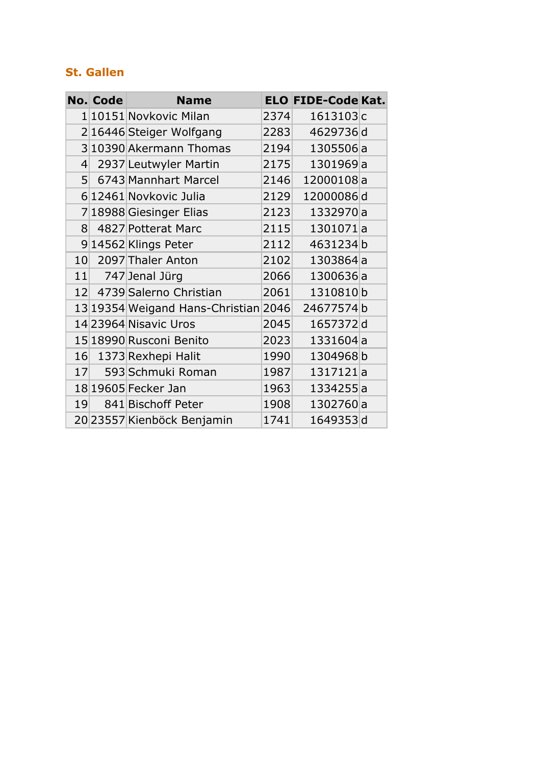## St. Gallen

| No. | Code | Name | ELO | FIDE-Code | Kat. |
|---|---|---|---|---|---|
| 1 | 10151 | Novkovic Milan | 2374 | 1613103 | c |
| 2 | 16446 | Steiger Wolfgang | 2283 | 4629736 | d |
| 3 | 10390 | Akermann Thomas | 2194 | 1305506 | a |
| 4 | 2937 | Leutwyler Martin | 2175 | 1301969 | a |
| 5 | 6743 | Mannhart Marcel | 2146 | 12000108 | a |
| 6 | 12461 | Novkovic Julia | 2129 | 12000086 | d |
| 7 | 18988 | Giesinger Elias | 2123 | 1332970 | a |
| 8 | 4827 | Potterat Marc | 2115 | 1301071 | a |
| 9 | 14562 | Klings Peter | 2112 | 4631234 | b |
| 10 | 2097 | Thaler Anton | 2102 | 1303864 | a |
| 11 | 747 | Jenal Jürg | 2066 | 1300636 | a |
| 12 | 4739 | Salerno Christian | 2061 | 1310810 | b |
| 13 | 19354 | Weigand Hans-Christian | 2046 | 24677574 | b |
| 14 | 23964 | Nisavic Uros | 2045 | 1657372 | d |
| 15 | 18990 | Rusconi Benito | 2023 | 1331604 | a |
| 16 | 1373 | Rexhepi Halit | 1990 | 1304968 | b |
| 17 | 593 | Schmuki Roman | 1987 | 1317121 | a |
| 18 | 19605 | Fecker Jan | 1963 | 1334255 | a |
| 19 | 841 | Bischoff Peter | 1908 | 1302760 | a |
| 20 | 23557 | Kienböck Benjamin | 1741 | 1649353 | d |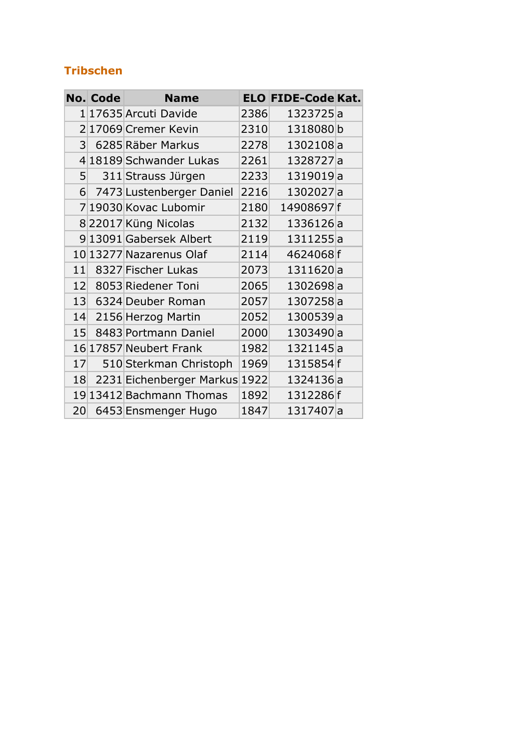## Tribschen

| No. | Code | Name | ELO | FIDE-Code | Kat. |
|---|---|---|---|---|---|
| 1 | 17635 | Arcuti Davide | 2386 | 1323725 | a |
| 2 | 17069 | Cremer Kevin | 2310 | 1318080 | b |
| 3 | 6285 | Räber Markus | 2278 | 1302108 | a |
| 4 | 18189 | Schwander Lukas | 2261 | 1328727 | a |
| 5 | 311 | Strauss Jürgen | 2233 | 1319019 | a |
| 6 | 7473 | Lustenberger Daniel | 2216 | 1302027 | a |
| 7 | 19030 | Kovac Lubomir | 2180 | 14908697 | f |
| 8 | 22017 | Küng Nicolas | 2132 | 1336126 | a |
| 9 | 13091 | Gabersek Albert | 2119 | 1311255 | a |
| 10 | 13277 | Nazarenus Olaf | 2114 | 4624068 | f |
| 11 | 8327 | Fischer Lukas | 2073 | 1311620 | a |
| 12 | 8053 | Riedener Toni | 2065 | 1302698 | a |
| 13 | 6324 | Deuber Roman | 2057 | 1307258 | a |
| 14 | 2156 | Herzog Martin | 2052 | 1300539 | a |
| 15 | 8483 | Portmann Daniel | 2000 | 1303490 | a |
| 16 | 17857 | Neubert Frank | 1982 | 1321145 | a |
| 17 | 510 | Sterkman Christoph | 1969 | 1315854 | f |
| 18 | 2231 | Eichenberger Markus | 1922 | 1324136 | a |
| 19 | 13412 | Bachmann Thomas | 1892 | 1312286 | f |
| 20 | 6453 | Ensmenger Hugo | 1847 | 1317407 | a |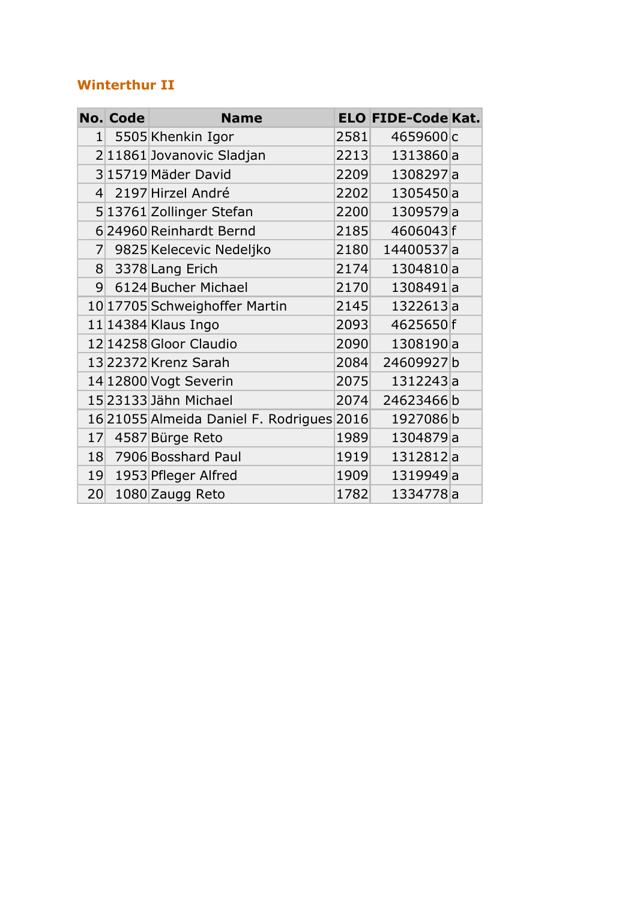### Winterthur II

| No. | Code | Name | ELO | FIDE-Code | Kat. |
|---|---|---|---|---|---|
| 1 | 5505 | Khenkin Igor | 2581 | 4659600 | c |
| 2 | 11861 | Jovanovic Sladjan | 2213 | 1313860 | a |
| 3 | 15719 | Mäder David | 2209 | 1308297 | a |
| 4 | 2197 | Hirzel André | 2202 | 1305450 | a |
| 5 | 13761 | Zollinger Stefan | 2200 | 1309579 | a |
| 6 | 24960 | Reinhardt Bernd | 2185 | 4606043 | f |
| 7 | 9825 | Kelecevic Nedeljko | 2180 | 14400537 | a |
| 8 | 3378 | Lang Erich | 2174 | 1304810 | a |
| 9 | 6124 | Bucher Michael | 2170 | 1308491 | a |
| 10 | 17705 | Schweighoffer Martin | 2145 | 1322613 | a |
| 11 | 14384 | Klaus Ingo | 2093 | 4625650 | f |
| 12 | 14258 | Gloor Claudio | 2090 | 1308190 | a |
| 13 | 22372 | Krenz Sarah | 2084 | 24609927 | b |
| 14 | 12800 | Vogt Severin | 2075 | 1312243 | a |
| 15 | 23133 | Jähn Michael | 2074 | 24623466 | b |
| 16 | 21055 | Almeida Daniel F. Rodrigues | 2016 | 1927086 | b |
| 17 | 4587 | Bürge Reto | 1989 | 1304879 | a |
| 18 | 7906 | Bosshard Paul | 1919 | 1312812 | a |
| 19 | 1953 | Pfleger Alfred | 1909 | 1319949 | a |
| 20 | 1080 | Zaugg Reto | 1782 | 1334778 | a |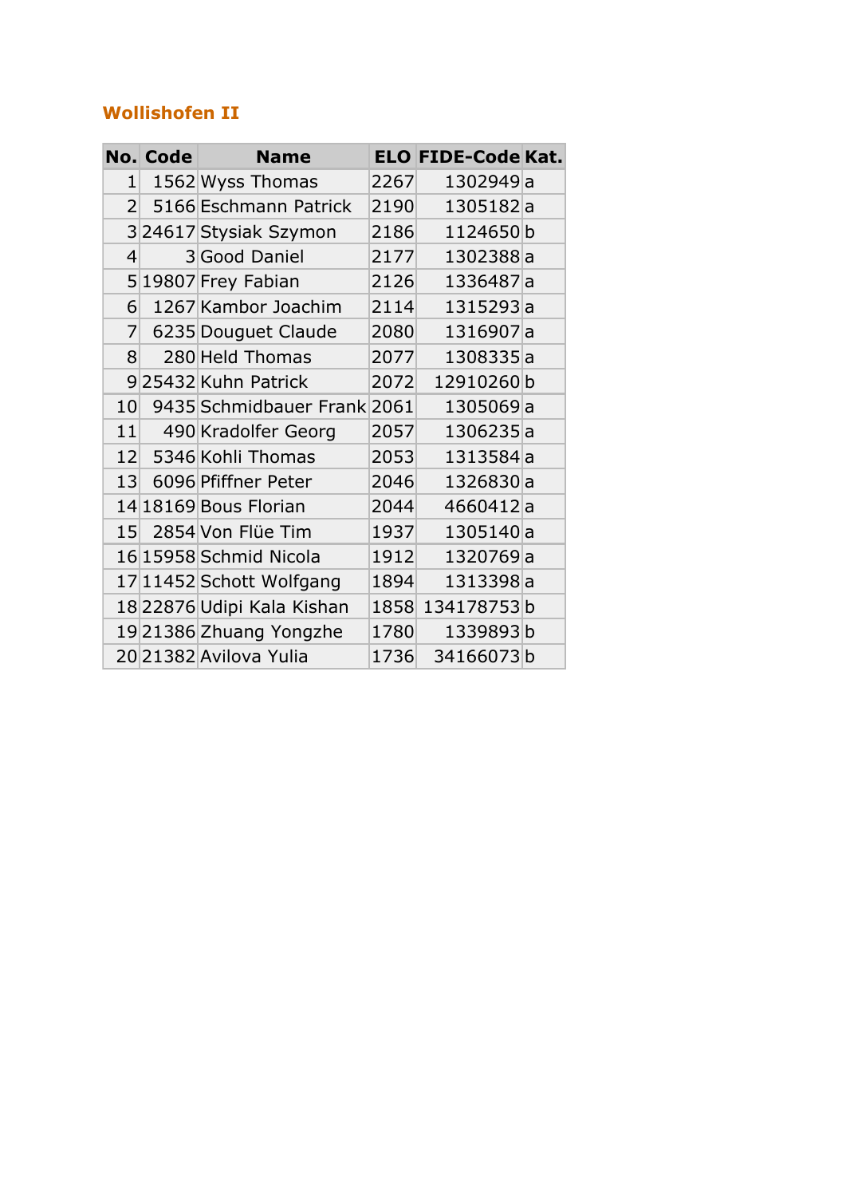## Wollishofen II

| No. | Code | Name | ELO | FIDE-Code | Kat. |
|---|---|---|---|---|---|
| 1 | 1562 | Wyss Thomas | 2267 | 1302949 | a |
| 2 | 5166 | Eschmann Patrick | 2190 | 1305182 | a |
| 3 | 24617 | Stysiak Szymon | 2186 | 1124650 | b |
| 4 | 3 | Good Daniel | 2177 | 1302388 | a |
| 5 | 19807 | Frey Fabian | 2126 | 1336487 | a |
| 6 | 1267 | Kambor Joachim | 2114 | 1315293 | a |
| 7 | 6235 | Douguet Claude | 2080 | 1316907 | a |
| 8 | 280 | Held Thomas | 2077 | 1308335 | a |
| 9 | 25432 | Kuhn Patrick | 2072 | 12910260 | b |
| 10 | 9435 | Schmidbauer Frank | 2061 | 1305069 | a |
| 11 | 490 | Kradolfer Georg | 2057 | 1306235 | a |
| 12 | 5346 | Kohli Thomas | 2053 | 1313584 | a |
| 13 | 6096 | Pfiffner Peter | 2046 | 1326830 | a |
| 14 | 18169 | Bous Florian | 2044 | 4660412 | a |
| 15 | 2854 | Von Flüe Tim | 1937 | 1305140 | a |
| 16 | 15958 | Schmid Nicola | 1912 | 1320769 | a |
| 17 | 11452 | Schott Wolfgang | 1894 | 1313398 | a |
| 18 | 22876 | Udipi Kala Kishan | 1858 | 134178753 | b |
| 19 | 21386 | Zhuang Yongzhe | 1780 | 1339893 | b |
| 20 | 21382 | Avilova Yulia | 1736 | 34166073 | b |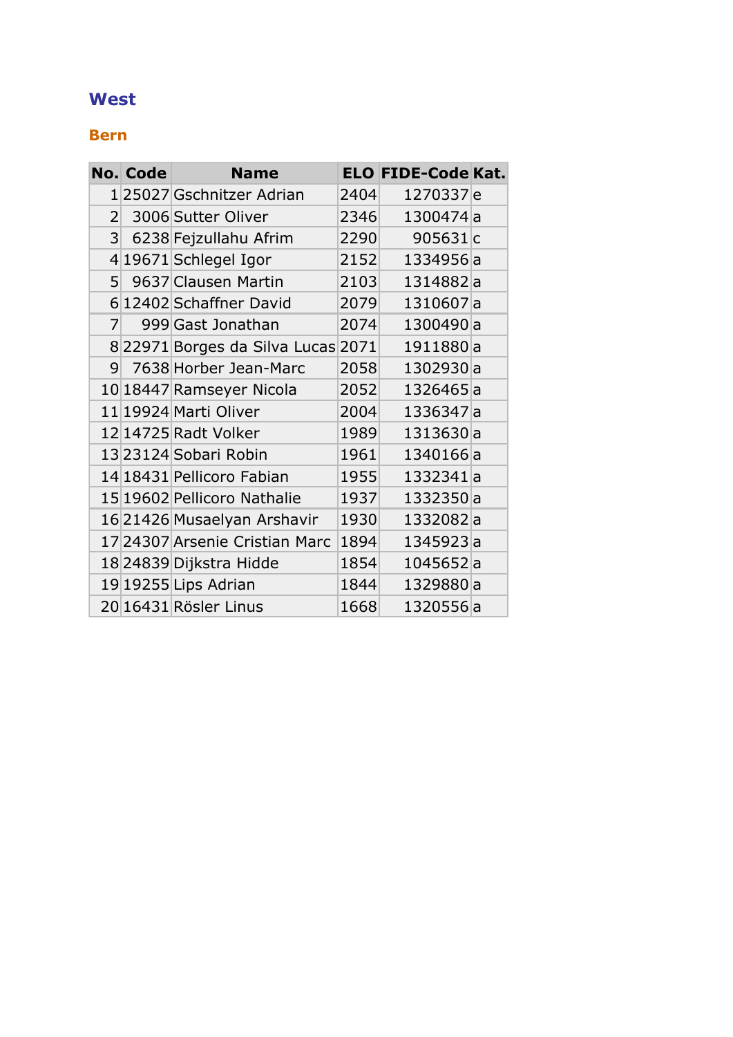## West

### Bern

| No. | Code | Name | ELO | FIDE-Code | Kat. |
|---|---|---|---|---|---|
| 1 | 25027 | Gschnitzer Adrian | 2404 | 1270337 | e |
| 2 | 3006 | Sutter Oliver | 2346 | 1300474 | a |
| 3 | 6238 | Fejzullahu Afrim | 2290 | 905631 | c |
| 4 | 19671 | Schlegel Igor | 2152 | 1334956 | a |
| 5 | 9637 | Clausen Martin | 2103 | 1314882 | a |
| 6 | 12402 | Schaffner David | 2079 | 1310607 | a |
| 7 | 999 | Gast Jonathan | 2074 | 1300490 | a |
| 8 | 22971 | Borges da Silva Lucas | 2071 | 1911880 | a |
| 9 | 7638 | Horber Jean-Marc | 2058 | 1302930 | a |
| 10 | 18447 | Ramseyer Nicola | 2052 | 1326465 | a |
| 11 | 19924 | Marti Oliver | 2004 | 1336347 | a |
| 12 | 14725 | Radt Volker | 1989 | 1313630 | a |
| 13 | 23124 | Sobari Robin | 1961 | 1340166 | a |
| 14 | 18431 | Pellicoro Fabian | 1955 | 1332341 | a |
| 15 | 19602 | Pellicoro Nathalie | 1937 | 1332350 | a |
| 16 | 21426 | Musaelyan Arshavir | 1930 | 1332082 | a |
| 17 | 24307 | Arsenie Cristian Marc | 1894 | 1345923 | a |
| 18 | 24839 | Dijkstra Hidde | 1854 | 1045652 | a |
| 19 | 19255 | Lips Adrian | 1844 | 1329880 | a |
| 20 | 16431 | Rösler Linus | 1668 | 1320556 | a |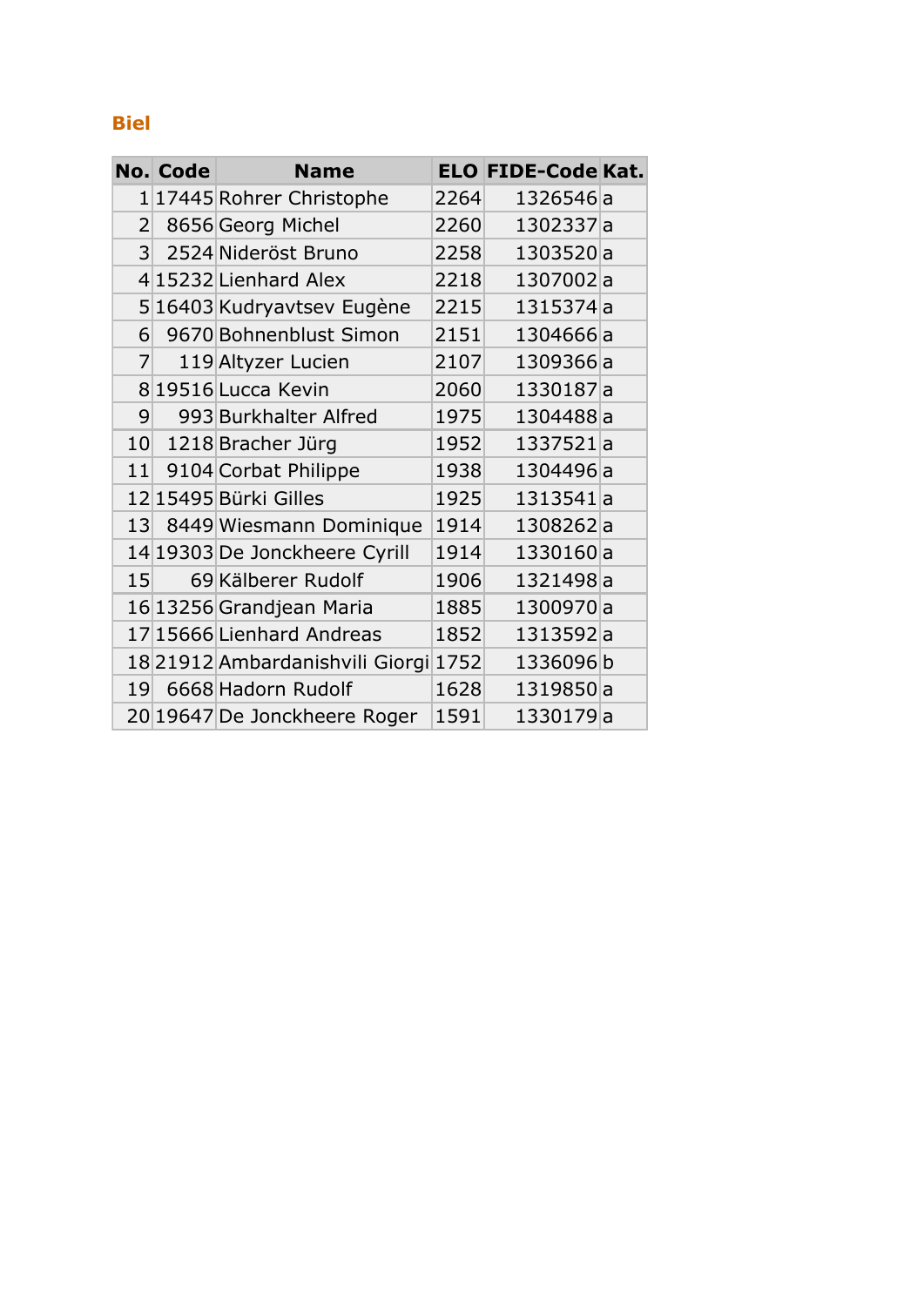## Biel

| No. | Code | Name | ELO | FIDE-Code | Kat. |
|---|---|---|---|---|---|
| 1 | 17445 | Rohrer Christophe | 2264 | 1326546 | a |
| 2 | 8656 | Georg Michel | 2260 | 1302337 | a |
| 3 | 2524 | Nideröst Bruno | 2258 | 1303520 | a |
| 4 | 15232 | Lienhard Alex | 2218 | 1307002 | a |
| 5 | 16403 | Kudryavtsev Eugène | 2215 | 1315374 | a |
| 6 | 9670 | Bohnenblust Simon | 2151 | 1304666 | a |
| 7 | 119 | Altyzer Lucien | 2107 | 1309366 | a |
| 8 | 19516 | Lucca Kevin | 2060 | 1330187 | a |
| 9 | 993 | Burkhalter Alfred | 1975 | 1304488 | a |
| 10 | 1218 | Bracher Jürg | 1952 | 1337521 | a |
| 11 | 9104 | Corbat Philippe | 1938 | 1304496 | a |
| 12 | 15495 | Bürki Gilles | 1925 | 1313541 | a |
| 13 | 8449 | Wiesmann Dominique | 1914 | 1308262 | a |
| 14 | 19303 | De Jonckheere Cyrill | 1914 | 1330160 | a |
| 15 | 69 | Kälberer Rudolf | 1906 | 1321498 | a |
| 16 | 13256 | Grandjean Maria | 1885 | 1300970 | a |
| 17 | 15666 | Lienhard Andreas | 1852 | 1313592 | a |
| 18 | 21912 | Ambardanishvili Giorgi | 1752 | 1336096 | b |
| 19 | 6668 | Hadorn Rudolf | 1628 | 1319850 | a |
| 20 | 19647 | De Jonckheere Roger | 1591 | 1330179 | a |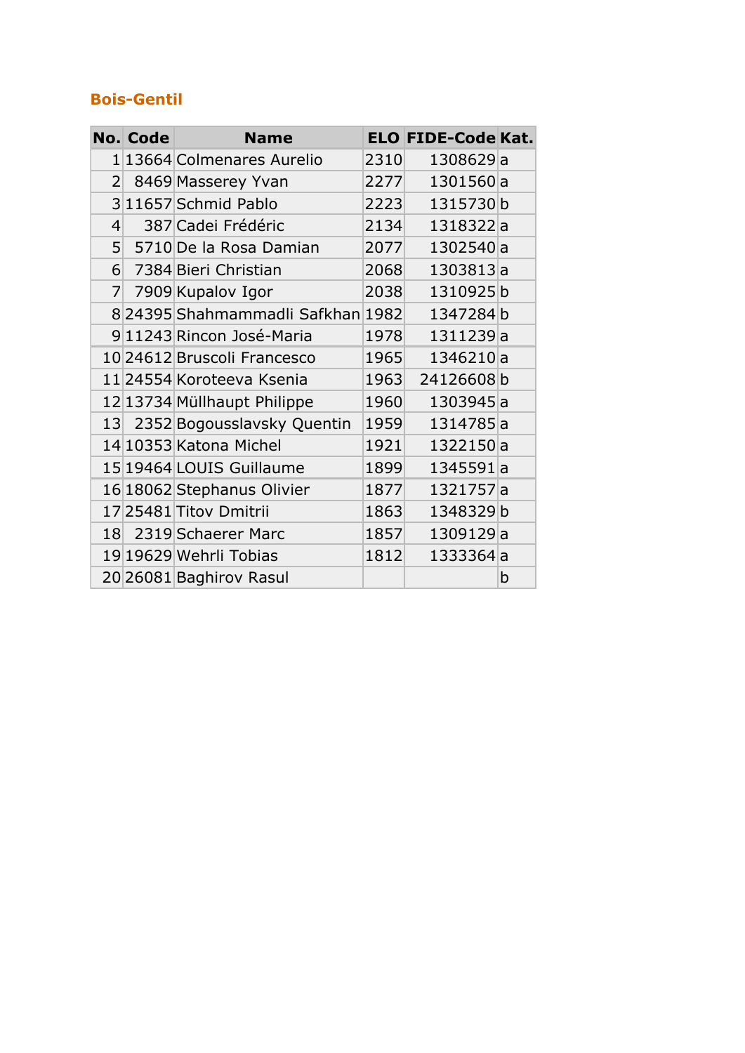## Bois-Gentil

| No. | Code | Name | ELO | FIDE-Code | Kat. |
|---|---|---|---|---|---|
| 1 | 13664 | Colmenares Aurelio | 2310 | 1308629 | a |
| 2 | 8469 | Masserey Yvan | 2277 | 1301560 | a |
| 3 | 11657 | Schmid Pablo | 2223 | 1315730 | b |
| 4 | 387 | Cadei Frédéric | 2134 | 1318322 | a |
| 5 | 5710 | De la Rosa Damian | 2077 | 1302540 | a |
| 6 | 7384 | Bieri Christian | 2068 | 1303813 | a |
| 7 | 7909 | Kupalov Igor | 2038 | 1310925 | b |
| 8 | 24395 | Shahmammadli Safkhan | 1982 | 1347284 | b |
| 9 | 11243 | Rincon José-Maria | 1978 | 1311239 | a |
| 10 | 24612 | Bruscoli Francesco | 1965 | 1346210 | a |
| 11 | 24554 | Koroteeva Ksenia | 1963 | 24126608 | b |
| 12 | 13734 | Müllhaupt Philippe | 1960 | 1303945 | a |
| 13 | 2352 | Bogousslavsky Quentin | 1959 | 1314785 | a |
| 14 | 10353 | Katona Michel | 1921 | 1322150 | a |
| 15 | 19464 | LOUIS Guillaume | 1899 | 1345591 | a |
| 16 | 18062 | Stephanus Olivier | 1877 | 1321757 | a |
| 17 | 25481 | Titov Dmitrii | 1863 | 1348329 | b |
| 18 | 2319 | Schaerer Marc | 1857 | 1309129 | a |
| 19 | 19629 | Wehrli Tobias | 1812 | 1333364 | a |
| 20 | 26081 | Baghirov Rasul | | | b |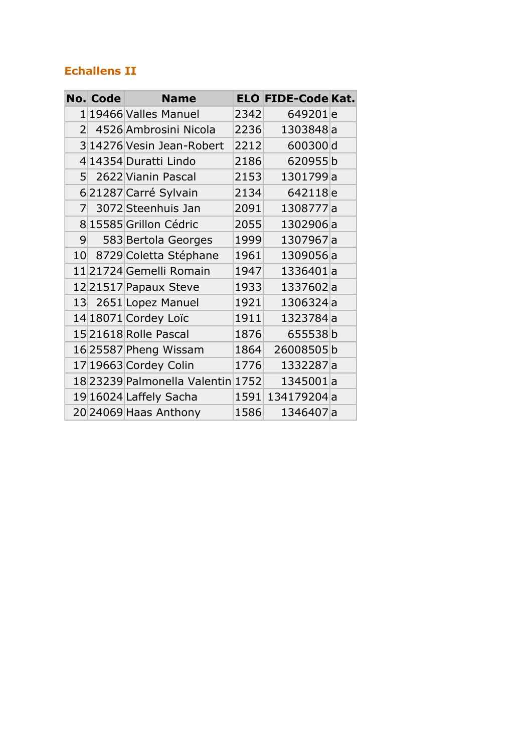## Echallens II

| No. | Code | Name | ELO | FIDE-Code | Kat. |
|---|---|---|---|---|---|
| 1 | 19466 | Valles Manuel | 2342 | 649201 | e |
| 2 | 4526 | Ambrosini Nicola | 2236 | 1303848 | a |
| 3 | 14276 | Vesin Jean-Robert | 2212 | 600300 | d |
| 4 | 14354 | Duratti Lindo | 2186 | 620955 | b |
| 5 | 2622 | Vianin Pascal | 2153 | 1301799 | a |
| 6 | 21287 | Carré Sylvain | 2134 | 642118 | e |
| 7 | 3072 | Steenhuis Jan | 2091 | 1308777 | a |
| 8 | 15585 | Grillon Cédric | 2055 | 1302906 | a |
| 9 | 583 | Bertola Georges | 1999 | 1307967 | a |
| 10 | 8729 | Coletta Stéphane | 1961 | 1309056 | a |
| 11 | 21724 | Gemelli Romain | 1947 | 1336401 | a |
| 12 | 21517 | Papaux Steve | 1933 | 1337602 | a |
| 13 | 2651 | Lopez Manuel | 1921 | 1306324 | a |
| 14 | 18071 | Cordey Loïc | 1911 | 1323784 | a |
| 15 | 21618 | Rolle Pascal | 1876 | 655538 | b |
| 16 | 25587 | Pheng Wissam | 1864 | 26008505 | b |
| 17 | 19663 | Cordey Colin | 1776 | 1332287 | a |
| 18 | 23239 | Palmonella Valentin | 1752 | 1345001 | a |
| 19 | 16024 | Laffely Sacha | 1591 | 134179204 | a |
| 20 | 24069 | Haas Anthony | 1586 | 1346407 | a |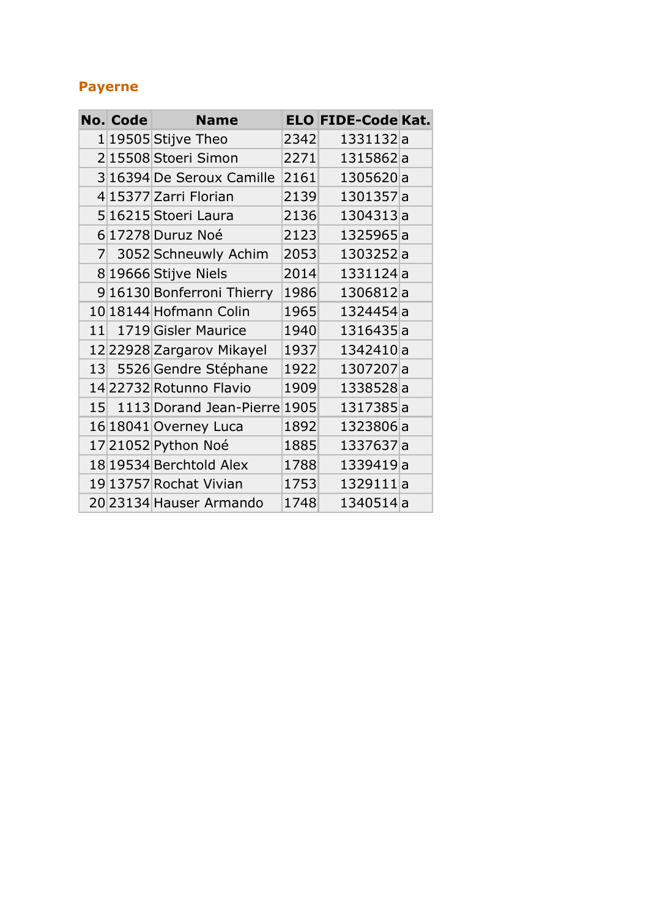### Payerne

| No. | Code | Name | ELO | FIDE-Code | Kat. |
|---|---|---|---|---|---|
| 1 | 19505 | Stijve Theo | 2342 | 1331132 | a |
| 2 | 15508 | Stoeri Simon | 2271 | 1315862 | a |
| 3 | 16394 | De Seroux Camille | 2161 | 1305620 | a |
| 4 | 15377 | Zarri Florian | 2139 | 1301357 | a |
| 5 | 16215 | Stoeri Laura | 2136 | 1304313 | a |
| 6 | 17278 | Duruz Noé | 2123 | 1325965 | a |
| 7 | 3052 | Schneuwly Achim | 2053 | 1303252 | a |
| 8 | 19666 | Stijve Niels | 2014 | 1331124 | a |
| 9 | 16130 | Bonferroni Thierry | 1986 | 1306812 | a |
| 10 | 18144 | Hofmann Colin | 1965 | 1324454 | a |
| 11 | 1719 | Gisler Maurice | 1940 | 1316435 | a |
| 12 | 22928 | Zargarov Mikayel | 1937 | 1342410 | a |
| 13 | 5526 | Gendre Stéphane | 1922 | 1307207 | a |
| 14 | 22732 | Rotunno Flavio | 1909 | 1338528 | a |
| 15 | 1113 | Dorand Jean-Pierre | 1905 | 1317385 | a |
| 16 | 18041 | Overney Luca | 1892 | 1323806 | a |
| 17 | 21052 | Python Noé | 1885 | 1337637 | a |
| 18 | 19534 | Berchtold Alex | 1788 | 1339419 | a |
| 19 | 13757 | Rochat Vivian | 1753 | 1329111 | a |
| 20 | 23134 | Hauser Armando | 1748 | 1340514 | a |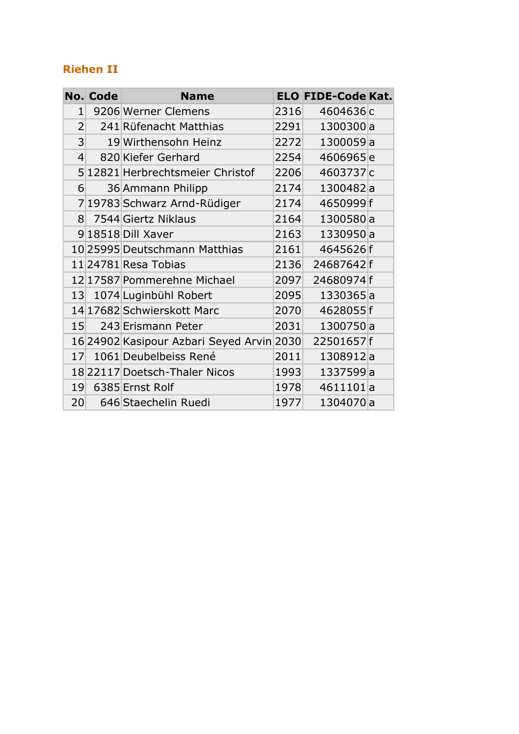## Riehen II

| No. | Code | Name | ELO | FIDE-Code | Kat. |
|---|---|---|---|---|---|
| 1 | 9206 | Werner Clemens | 2316 | 4604636 | c |
| 2 | 241 | Rüfenacht Matthias | 2291 | 1300300 | a |
| 3 | 19 | Wirthensohn Heinz | 2272 | 1300059 | a |
| 4 | 820 | Kiefer Gerhard | 2254 | 4606965 | e |
| 5 | 12821 | Herbrechtsmeier Christof | 2206 | 4603737 | c |
| 6 | 36 | Ammann Philipp | 2174 | 1300482 | a |
| 7 | 19783 | Schwarz Arnd-Rüdiger | 2174 | 4650999 | f |
| 8 | 7544 | Giertz Niklaus | 2164 | 1300580 | a |
| 9 | 18518 | Dill Xaver | 2163 | 1330950 | a |
| 10 | 25995 | Deutschmann Matthias | 2161 | 4645626 | f |
| 11 | 24781 | Resa Tobias | 2136 | 24687642 | f |
| 12 | 17587 | Pommerehne Michael | 2097 | 24680974 | f |
| 13 | 1074 | Luginbühl Robert | 2095 | 1330365 | a |
| 14 | 17682 | Schwierskott Marc | 2070 | 4628055 | f |
| 15 | 243 | Erismann Peter | 2031 | 1300750 | a |
| 16 | 24902 | Kasipour Azbari Seyed Arvin | 2030 | 22501657 | f |
| 17 | 1061 | Deubelbeiss René | 2011 | 1308912 | a |
| 18 | 22117 | Doetsch-Thaler Nicos | 1993 | 1337599 | a |
| 19 | 6385 | Ernst Rolf | 1978 | 4611101 | a |
| 20 | 646 | Staechelin Ruedi | 1977 | 1304070 | a |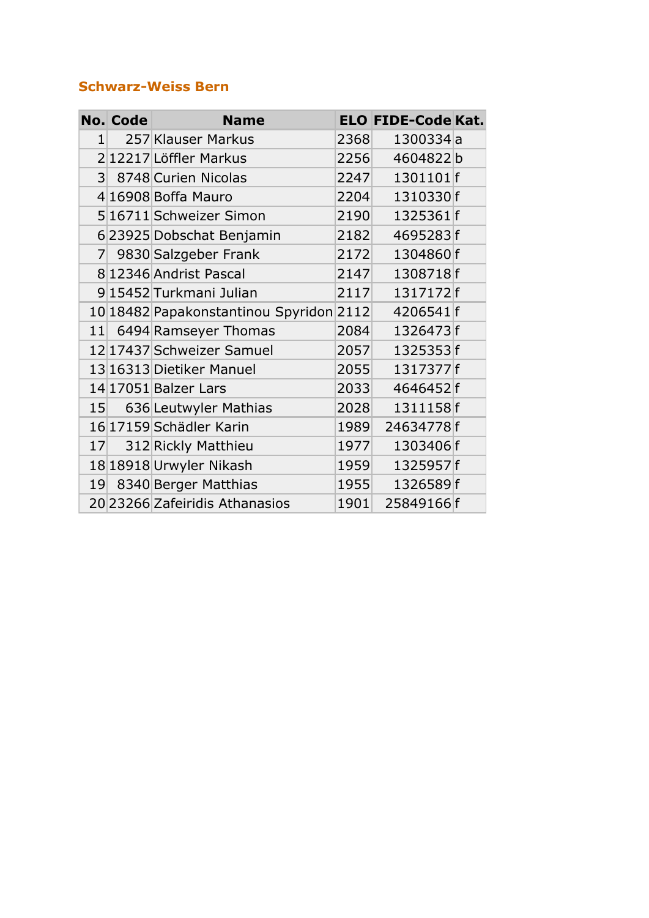## Schwarz-Weiss Bern

| No. | Code | Name | ELO | FIDE-Code | Kat. |
|---|---|---|---|---|---|
| 1 | 257 | Klauser Markus | 2368 | 1300334 | a |
| 2 | 12217 | Löffler Markus | 2256 | 4604822 | b |
| 3 | 8748 | Curien Nicolas | 2247 | 1301101 | f |
| 4 | 16908 | Boffa Mauro | 2204 | 1310330 | f |
| 5 | 16711 | Schweizer Simon | 2190 | 1325361 | f |
| 6 | 23925 | Dobschat Benjamin | 2182 | 4695283 | f |
| 7 | 9830 | Salzgeber Frank | 2172 | 1304860 | f |
| 8 | 12346 | Andrist Pascal | 2147 | 1308718 | f |
| 9 | 15452 | Turkmani Julian | 2117 | 1317172 | f |
| 10 | 18482 | Papakonstantinou Spyridon | 2112 | 4206541 | f |
| 11 | 6494 | Ramseyer Thomas | 2084 | 1326473 | f |
| 12 | 17437 | Schweizer Samuel | 2057 | 1325353 | f |
| 13 | 16313 | Dietiker Manuel | 2055 | 1317377 | f |
| 14 | 17051 | Balzer Lars | 2033 | 4646452 | f |
| 15 | 636 | Leutwyler Mathias | 2028 | 1311158 | f |
| 16 | 17159 | Schädler Karin | 1989 | 24634778 | f |
| 17 | 312 | Rickly Matthieu | 1977 | 1303406 | f |
| 18 | 18918 | Urwyler Nikash | 1959 | 1325957 | f |
| 19 | 8340 | Berger Matthias | 1955 | 1326589 | f |
| 20 | 23266 | Zafeiridis Athanasios | 1901 | 25849166 | f |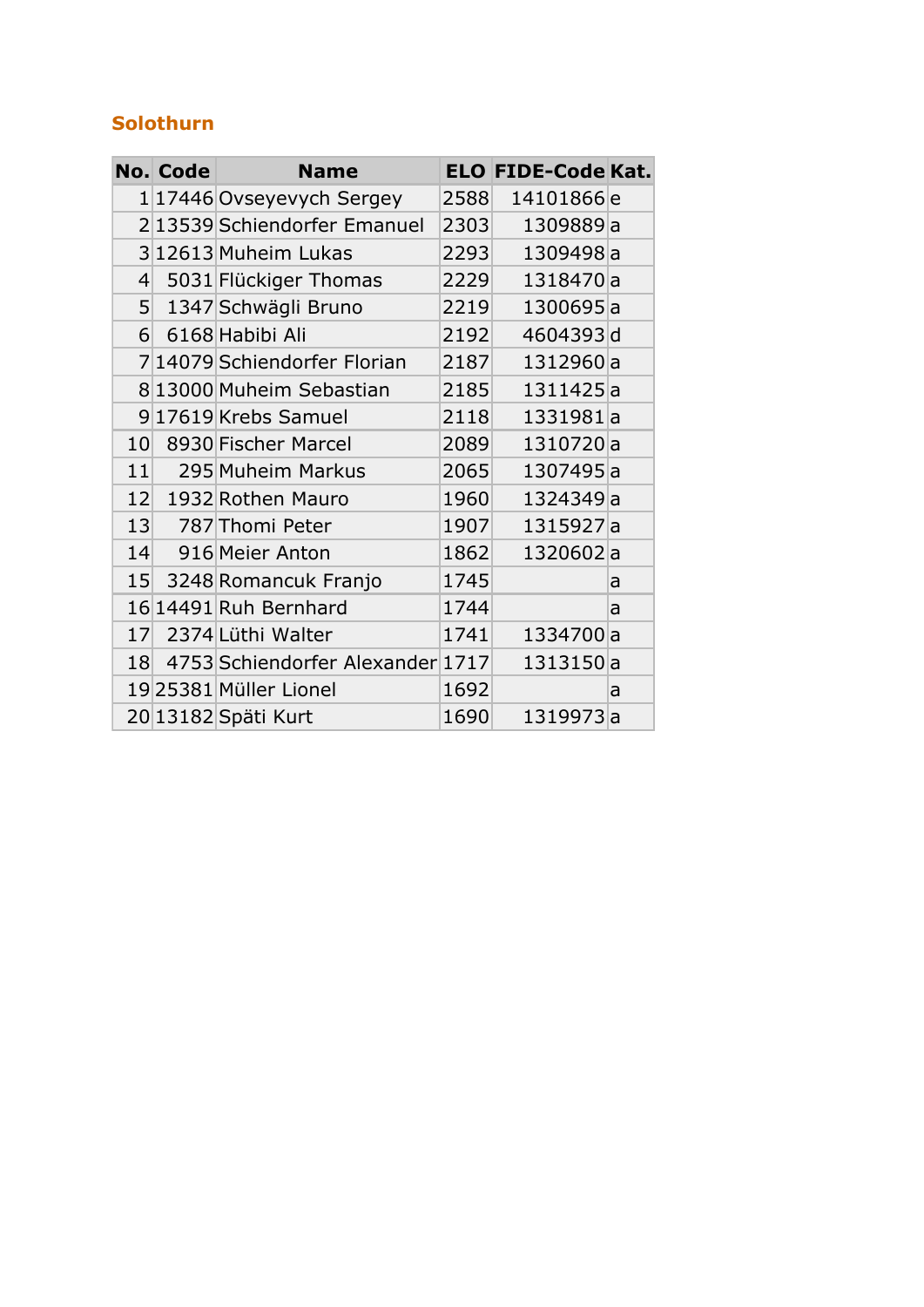## Solothurn

| No. | Code | Name | ELO | FIDE-Code | Kat. |
|---|---|---|---|---|---|
| 1 | 17446 | Ovseyevych Sergey | 2588 | 14101866 | e |
| 2 | 13539 | Schiendorfer Emanuel | 2303 | 1309889 | a |
| 3 | 12613 | Muheim Lukas | 2293 | 1309498 | a |
| 4 | 5031 | Flückiger Thomas | 2229 | 1318470 | a |
| 5 | 1347 | Schwägli Bruno | 2219 | 1300695 | a |
| 6 | 6168 | Habibi Ali | 2192 | 4604393 | d |
| 7 | 14079 | Schiendorfer Florian | 2187 | 1312960 | a |
| 8 | 13000 | Muheim Sebastian | 2185 | 1311425 | a |
| 9 | 17619 | Krebs Samuel | 2118 | 1331981 | a |
| 10 | 8930 | Fischer Marcel | 2089 | 1310720 | a |
| 11 | 295 | Muheim Markus | 2065 | 1307495 | a |
| 12 | 1932 | Rothen Mauro | 1960 | 1324349 | a |
| 13 | 787 | Thomi Peter | 1907 | 1315927 | a |
| 14 | 916 | Meier Anton | 1862 | 1320602 | a |
| 15 | 3248 | Romancuk Franjo | 1745 | | a |
| 16 | 14491 | Ruh Bernhard | 1744 | | a |
| 17 | 2374 | Lüthi Walter | 1741 | 1334700 | a |
| 18 | 4753 | Schiendorfer Alexander | 1717 | 1313150 | a |
| 19 | 25381 | Müller Lionel | 1692 | | a |
| 20 | 13182 | Späti Kurt | 1690 | 1319973 | a |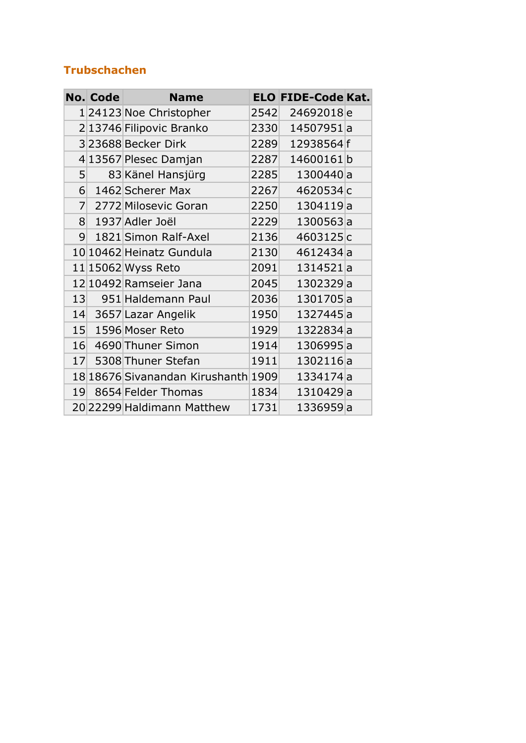## Trubschachen

| No. | Code | Name | ELO | FIDE-Code | Kat. |
|---|---|---|---|---|---|
| 1 | 24123 | Noe Christopher | 2542 | 24692018 | e |
| 2 | 13746 | Filipovic Branko | 2330 | 14507951 | a |
| 3 | 23688 | Becker Dirk | 2289 | 12938564 | f |
| 4 | 13567 | Plesec Damjan | 2287 | 14600161 | b |
| 5 | 83 | Känel Hansjürg | 2285 | 1300440 | a |
| 6 | 1462 | Scherer Max | 2267 | 4620534 | c |
| 7 | 2772 | Milosevic Goran | 2250 | 1304119 | a |
| 8 | 1937 | Adler Joël | 2229 | 1300563 | a |
| 9 | 1821 | Simon Ralf-Axel | 2136 | 4603125 | c |
| 10 | 10462 | Heinatz Gundula | 2130 | 4612434 | a |
| 11 | 15062 | Wyss Reto | 2091 | 1314521 | a |
| 12 | 10492 | Ramseier Jana | 2045 | 1302329 | a |
| 13 | 951 | Haldemann Paul | 2036 | 1301705 | a |
| 14 | 3657 | Lazar Angelik | 1950 | 1327445 | a |
| 15 | 1596 | Moser Reto | 1929 | 1322834 | a |
| 16 | 4690 | Thuner Simon | 1914 | 1306995 | a |
| 17 | 5308 | Thuner Stefan | 1911 | 1302116 | a |
| 18 | 18676 | Sivanandan Kirushanth | 1909 | 1334174 | a |
| 19 | 8654 | Felder Thomas | 1834 | 1310429 | a |
| 20 | 22299 | Haldimann Matthew | 1731 | 1336959 | a |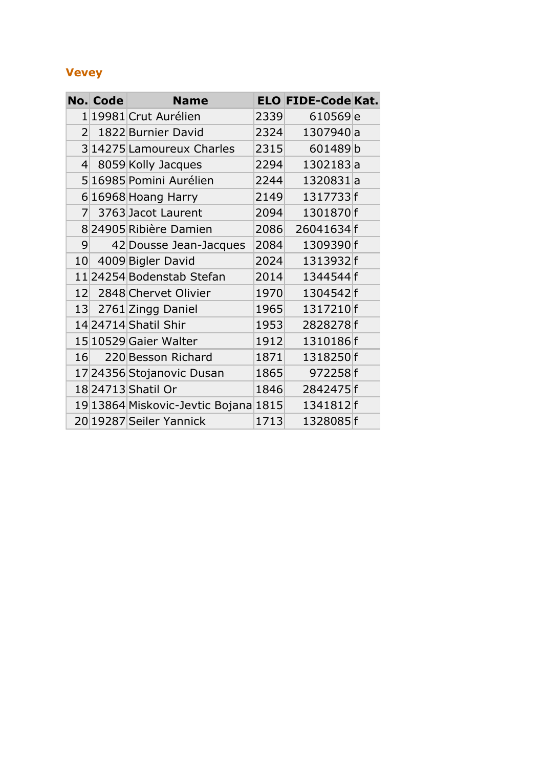### Vevey

| No. | Code | Name | ELO | FIDE-Code | Kat. |
|---|---|---|---|---|---|
| 1 | 19981 | Crut Aurélien | 2339 | 610569 | e |
| 2 | 1822 | Burnier David | 2324 | 1307940 | a |
| 3 | 14275 | Lamoureux Charles | 2315 | 601489 | b |
| 4 | 8059 | Kolly Jacques | 2294 | 1302183 | a |
| 5 | 16985 | Pomini Aurélien | 2244 | 1320831 | a |
| 6 | 16968 | Hoang Harry | 2149 | 1317733 | f |
| 7 | 3763 | Jacot Laurent | 2094 | 1301870 | f |
| 8 | 24905 | Ribière Damien | 2086 | 26041634 | f |
| 9 | 42 | Dousse Jean-Jacques | 2084 | 1309390 | f |
| 10 | 4009 | Bigler David | 2024 | 1313932 | f |
| 11 | 24254 | Bodenstab Stefan | 2014 | 1344544 | f |
| 12 | 2848 | Chervet Olivier | 1970 | 1304542 | f |
| 13 | 2761 | Zingg Daniel | 1965 | 1317210 | f |
| 14 | 24714 | Shatil Shir | 1953 | 2828278 | f |
| 15 | 10529 | Gaier Walter | 1912 | 1310186 | f |
| 16 | 220 | Besson Richard | 1871 | 1318250 | f |
| 17 | 24356 | Stojanovic Dusan | 1865 | 972258 | f |
| 18 | 24713 | Shatil Or | 1846 | 2842475 | f |
| 19 | 13864 | Miskovic-Jevtic Bojana | 1815 | 1341812 | f |
| 20 | 19287 | Seiler Yannick | 1713 | 1328085 | f |